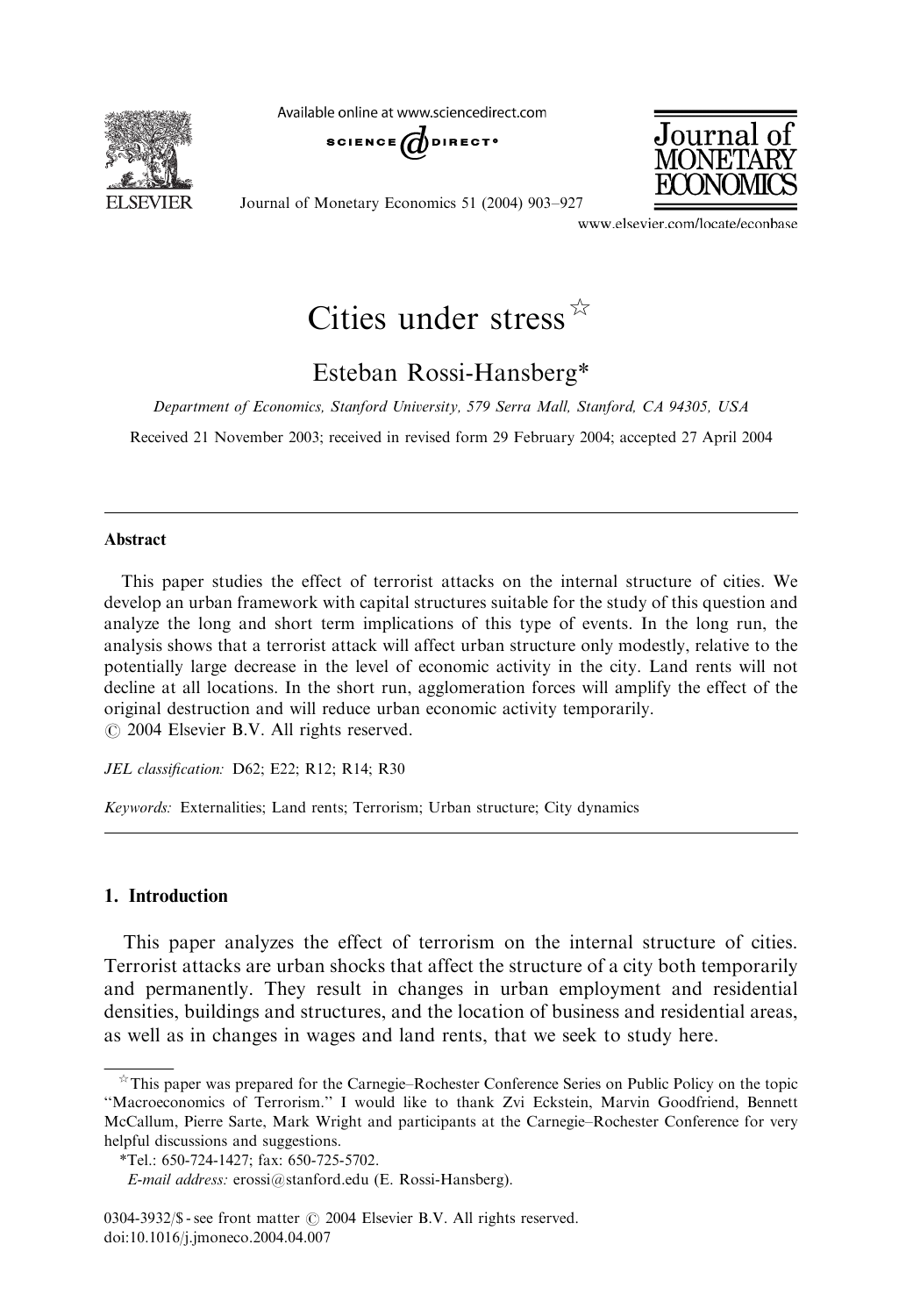# Cities under stress ☆

Esteban Rossi-Hansberg*

*Department of Economics, Stanford University, 579 Serra Mall, Stanford, CA 94305, USA*

Received 21 November 2003; received in revised form 29 February 2004; accepted 27 April 2004

---

## Abstract

This paper studies the effect of terrorist attacks on the internal structure of cities. We develop an urban framework with capital structures suitable for the study of this question and analyze the long and short term implications of this type of events. In the long run, the analysis shows that a terrorist attack will affect urban structure only modestly, relative to the potentially large decrease in the level of economic activity in the city. Land rents will not decline at all locations. In the short run, agglomeration forces will amplify the effect of the original destruction and will reduce urban economic activity temporarily.

© 2004 Elsevier B.V. All rights reserved.

*JEL classification:* D62; E22; R12; R14; R30

*Keywords:* Externalities; Land rents; Terrorism; Urban structure; City dynamics

---

## 1. Introduction

This paper analyzes the effect of terrorism on the internal structure of cities. Terrorist attacks are urban shocks that affect the structure of a city both temporarily and permanently. They result in changes in urban employment and residential densities, buildings and structures, and the location of business and residential areas, as well as in changes in wages and land rents, that we seek to study here.

---

☆This paper was prepared for the Carnegie–Rochester Conference Series on Public Policy on the topic "Macroeconomics of Terrorism." I would like to thank Zvi Eckstein, Marvin Goodfriend, Bennett McCallum, Pierre Sarte, Mark Wright and participants at the Carnegie–Rochester Conference for very helpful discussions and suggestions.

*Tel.: 650-724-1427; fax: 650-725-5702.

*E-mail address:* erossi@stanford.edu (E. Rossi-Hansberg).

0304-3932/$ - see front matter © 2004 Elsevier B.V. All rights reserved.
doi:10.1016/j.jmoneco.2004.04.007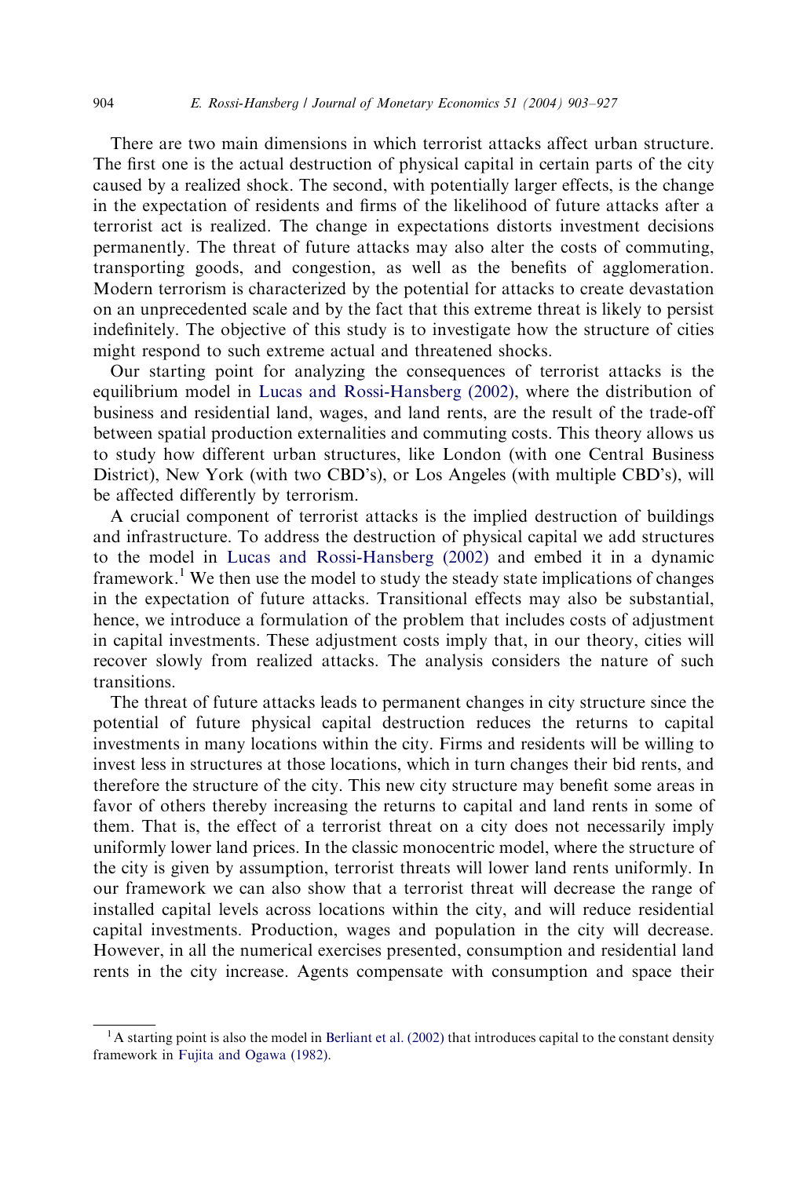There are two main dimensions in which terrorist attacks affect urban structure. The first one is the actual destruction of physical capital in certain parts of the city caused by a realized shock. The second, with potentially larger effects, is the change in the expectation of residents and firms of the likelihood of future attacks after a terrorist act is realized. The change in expectations distorts investment decisions permanently. The threat of future attacks may also alter the costs of commuting, transporting goods, and congestion, as well as the benefits of agglomeration. Modern terrorism is characterized by the potential for attacks to create devastation on an unprecedented scale and by the fact that this extreme threat is likely to persist indefinitely. The objective of this study is to investigate how the structure of cities might respond to such extreme actual and threatened shocks.

Our starting point for analyzing the consequences of terrorist attacks is the equilibrium model in Lucas and Rossi-Hansberg (2002), where the distribution of business and residential land, wages, and land rents, are the result of the trade-off between spatial production externalities and commuting costs. This theory allows us to study how different urban structures, like London (with one Central Business District), New York (with two CBD's), or Los Angeles (with multiple CBD's), will be affected differently by terrorism.

A crucial component of terrorist attacks is the implied destruction of buildings and infrastructure. To address the destruction of physical capital we add structures to the model in Lucas and Rossi-Hansberg (2002) and embed it in a dynamic framework.[1] We then use the model to study the steady state implications of changes in the expectation of future attacks. Transitional effects may also be substantial, hence, we introduce a formulation of the problem that includes costs of adjustment in capital investments. These adjustment costs imply that, in our theory, cities will recover slowly from realized attacks. The analysis considers the nature of such transitions.

The threat of future attacks leads to permanent changes in city structure since the potential of future physical capital destruction reduces the returns to capital investments in many locations within the city. Firms and residents will be willing to invest less in structures at those locations, which in turn changes their bid rents, and therefore the structure of the city. This new city structure may benefit some areas in favor of others thereby increasing the returns to capital and land rents in some of them. That is, the effect of a terrorist threat on a city does not necessarily imply uniformly lower land prices. In the classic monocentric model, where the structure of the city is given by assumption, terrorist threats will lower land rents uniformly. In our framework we can also show that a terrorist threat will decrease the range of installed capital levels across locations within the city, and will reduce residential capital investments. Production, wages and population in the city will decrease. However, in all the numerical exercises presented, consumption and residential land rents in the city increase. Agents compensate with consumption and space their

[1] A starting point is also the model in Berliant et al. (2002) that introduces capital to the constant density framework in Fujita and Ogawa (1982).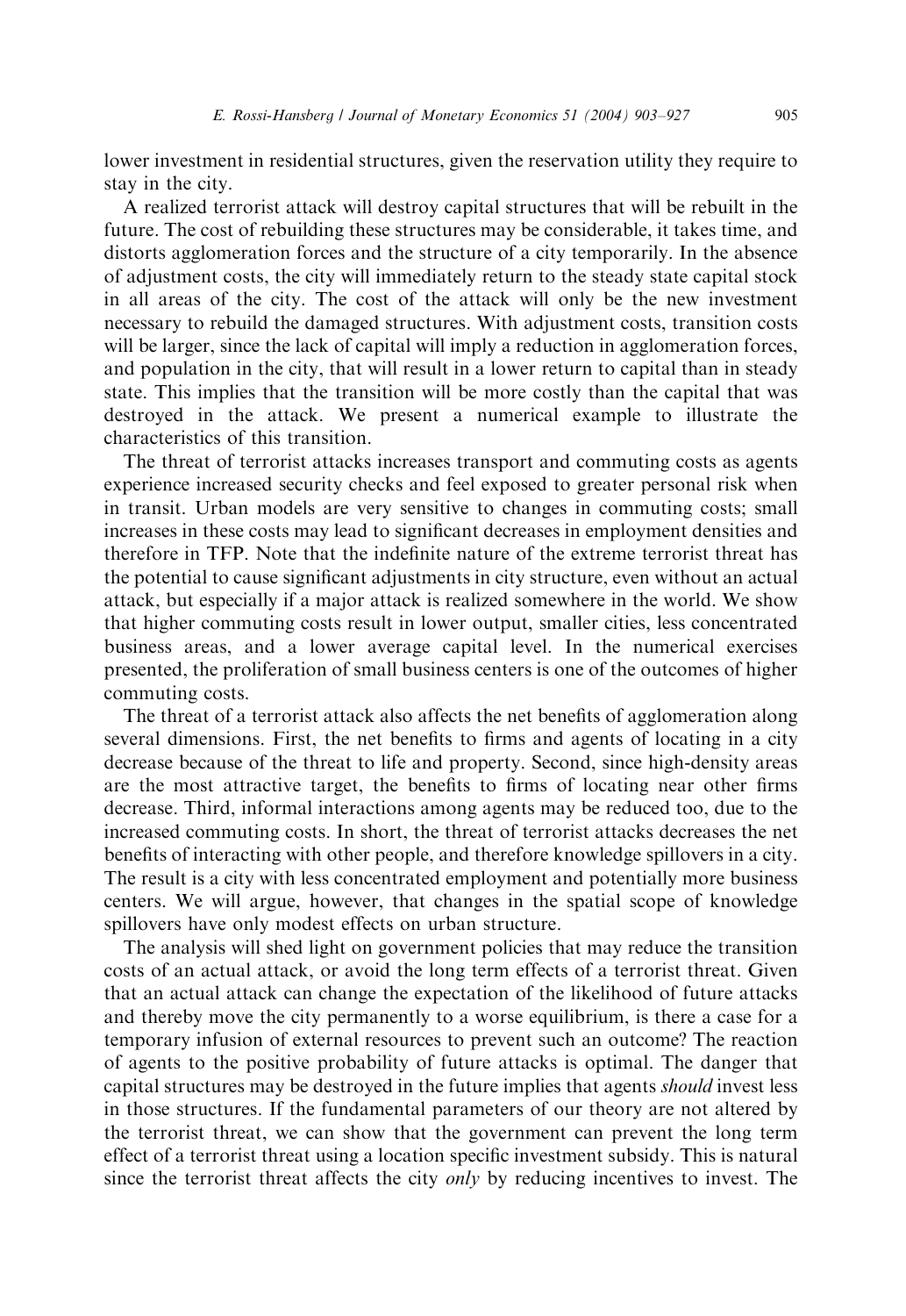lower investment in residential structures, given the reservation utility they require to stay in the city.

A realized terrorist attack will destroy capital structures that will be rebuilt in the future. The cost of rebuilding these structures may be considerable, it takes time, and distorts agglomeration forces and the structure of a city temporarily. In the absence of adjustment costs, the city will immediately return to the steady state capital stock in all areas of the city. The cost of the attack will only be the new investment necessary to rebuild the damaged structures. With adjustment costs, transition costs will be larger, since the lack of capital will imply a reduction in agglomeration forces, and population in the city, that will result in a lower return to capital than in steady state. This implies that the transition will be more costly than the capital that was destroyed in the attack. We present a numerical example to illustrate the characteristics of this transition.

The threat of terrorist attacks increases transport and commuting costs as agents experience increased security checks and feel exposed to greater personal risk when in transit. Urban models are very sensitive to changes in commuting costs; small increases in these costs may lead to significant decreases in employment densities and therefore in TFP. Note that the indefinite nature of the extreme terrorist threat has the potential to cause significant adjustments in city structure, even without an actual attack, but especially if a major attack is realized somewhere in the world. We show that higher commuting costs result in lower output, smaller cities, less concentrated business areas, and a lower average capital level. In the numerical exercises presented, the proliferation of small business centers is one of the outcomes of higher commuting costs.

The threat of a terrorist attack also affects the net benefits of agglomeration along several dimensions. First, the net benefits to firms and agents of locating in a city decrease because of the threat to life and property. Second, since high-density areas are the most attractive target, the benefits to firms of locating near other firms decrease. Third, informal interactions among agents may be reduced too, due to the increased commuting costs. In short, the threat of terrorist attacks decreases the net benefits of interacting with other people, and therefore knowledge spillovers in a city. The result is a city with less concentrated employment and potentially more business centers. We will argue, however, that changes in the spatial scope of knowledge spillovers have only modest effects on urban structure.

The analysis will shed light on government policies that may reduce the transition costs of an actual attack, or avoid the long term effects of a terrorist threat. Given that an actual attack can change the expectation of the likelihood of future attacks and thereby move the city permanently to a worse equilibrium, is there a case for a temporary infusion of external resources to prevent such an outcome? The reaction of agents to the positive probability of future attacks is optimal. The danger that capital structures may be destroyed in the future implies that agents *should* invest less in those structures. If the fundamental parameters of our theory are not altered by the terrorist threat, we can show that the government can prevent the long term effect of a terrorist threat using a location specific investment subsidy. This is natural since the terrorist threat affects the city *only* by reducing incentives to invest. The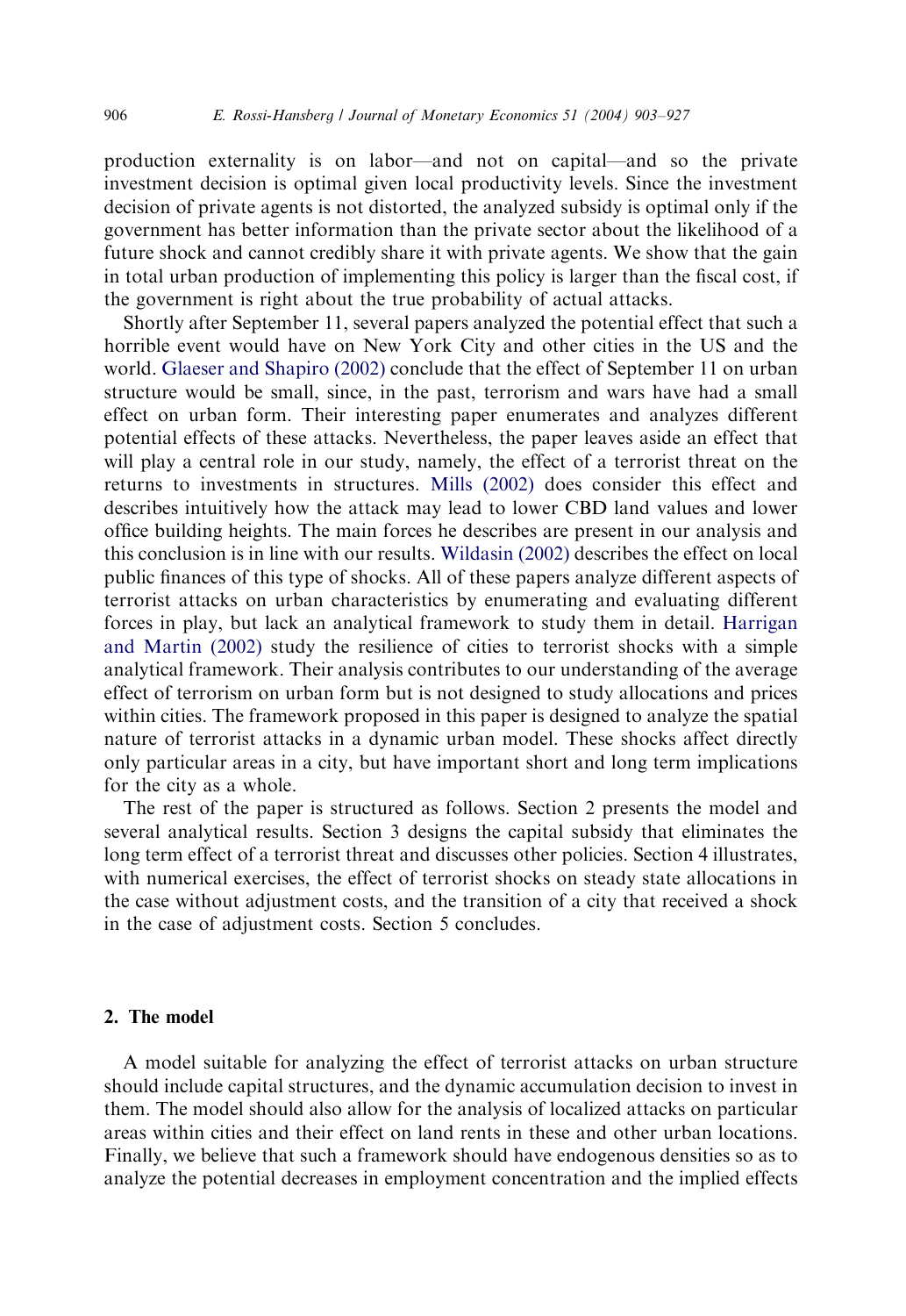production externality is on labor—and not on capital—and so the private investment decision is optimal given local productivity levels. Since the investment decision of private agents is not distorted, the analyzed subsidy is optimal only if the government has better information than the private sector about the likelihood of a future shock and cannot credibly share it with private agents. We show that the gain in total urban production of implementing this policy is larger than the fiscal cost, if the government is right about the true probability of actual attacks.

Shortly after September 11, several papers analyzed the potential effect that such a horrible event would have on New York City and other cities in the US and the world. Glaeser and Shapiro (2002) conclude that the effect of September 11 on urban structure would be small, since, in the past, terrorism and wars have had a small effect on urban form. Their interesting paper enumerates and analyzes different potential effects of these attacks. Nevertheless, the paper leaves aside an effect that will play a central role in our study, namely, the effect of a terrorist threat on the returns to investments in structures. Mills (2002) does consider this effect and describes intuitively how the attack may lead to lower CBD land values and lower office building heights. The main forces he describes are present in our analysis and this conclusion is in line with our results. Wildasin (2002) describes the effect on local public finances of this type of shocks. All of these papers analyze different aspects of terrorist attacks on urban characteristics by enumerating and evaluating different forces in play, but lack an analytical framework to study them in detail. Harrigan and Martin (2002) study the resilience of cities to terrorist shocks with a simple analytical framework. Their analysis contributes to our understanding of the average effect of terrorism on urban form but is not designed to study allocations and prices within cities. The framework proposed in this paper is designed to analyze the spatial nature of terrorist attacks in a dynamic urban model. These shocks affect directly only particular areas in a city, but have important short and long term implications for the city as a whole.

The rest of the paper is structured as follows. Section 2 presents the model and several analytical results. Section 3 designs the capital subsidy that eliminates the long term effect of a terrorist threat and discusses other policies. Section 4 illustrates, with numerical exercises, the effect of terrorist shocks on steady state allocations in the case without adjustment costs, and the transition of a city that received a shock in the case of adjustment costs. Section 5 concludes.

## 2. The model

A model suitable for analyzing the effect of terrorist attacks on urban structure should include capital structures, and the dynamic accumulation decision to invest in them. The model should also allow for the analysis of localized attacks on particular areas within cities and their effect on land rents in these and other urban locations. Finally, we believe that such a framework should have endogenous densities so as to analyze the potential decreases in employment concentration and the implied effects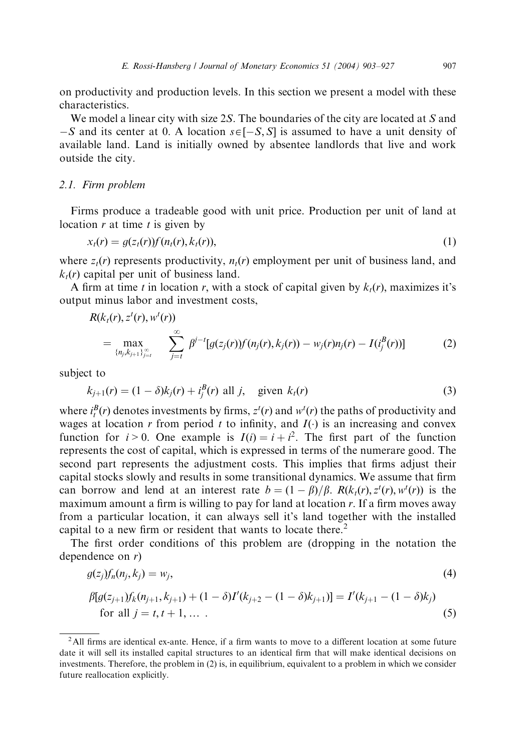on productivity and production levels. In this section we present a model with these characteristics.

We model a linear city with size $2S$. The boundaries of the city are located at $S$ and $-S$ and its center at 0. A location $s \in [-S, S]$ is assumed to have a unit density of available land. Land is initially owned by absentee landlords that live and work outside the city.

### 2.1. Firm problem

Firms produce a tradeable good with unit price. Production per unit of land at location $r$ at time $t$ is given by

$$x_t(r) = g(z_t(r))f(n_t(r), k_t(r)), \tag{1}$$

where $z_t(r)$ represents productivity, $n_t(r)$ employment per unit of business land, and $k_t(r)$ capital per unit of business land.

A firm at time $t$ in location $r$, with a stock of capital given by $k_t(r)$, maximizes it's output minus labor and investment costs,

$$R(k_t(r), z^t(r), w^t(r)) = \max_{\{n_j, k_{j+1}\}_{j=t}^{\infty}} \sum_{j=t}^{\infty} \beta^{j-t}[g(z_j(r))f(n_j(r), k_j(r)) - w_j(r)n_j(r) - I(i_j^B(r))] \tag{2}$$

subject to

$$k_{j+1}(r) = (1-\delta)k_j(r) + i_j^B(r) \text{ all } j, \quad \text{given } k_t(r) \tag{3}$$

where $i_t^B(r)$ denotes investments by firms, $z^t(r)$ and $w^t(r)$ the paths of productivity and wages at location $r$ from period $t$ to infinity, and $I(\cdot)$ is an increasing and convex function for $i > 0$. One example is $I(i) = i + i^2$. The first part of the function represents the cost of capital, which is expressed in terms of the numerare good. The second part represents the adjustment costs. This implies that firms adjust their capital stocks slowly and results in some transitional dynamics. We assume that firm can borrow and lend at an interest rate $b = (1-\beta)/\beta$. $R(k_t(r), z^t(r), w^t(r))$ is the maximum amount a firm is willing to pay for land at location $r$. If a firm moves away from a particular location, it can always sell it's land together with the installed capital to a new firm or resident that wants to locate there.[2]

The first order conditions of this problem are (dropping in the notation the dependence on $r$)

$$g(z_j)f_n(n_j, k_j) = w_j, \tag{4}$$

$$\beta[g(z_{j+1})f_k(n_{j+1}, k_{j+1}) + (1-\delta)I'(k_{j+2} - (1-\delta)k_{j+1})] = I'(k_{j+1} - (1-\delta)k_j)$$
$$\text{for all } j = t, t+1, \ldots \,. \tag{5}$$

[2] All firms are identical ex-ante. Hence, if a firm wants to move to a different location at some future date it will sell its installed capital structures to an identical firm that will make identical decisions on investments. Therefore, the problem in (2) is, in equilibrium, equivalent to a problem in which we consider future reallocation explicitly.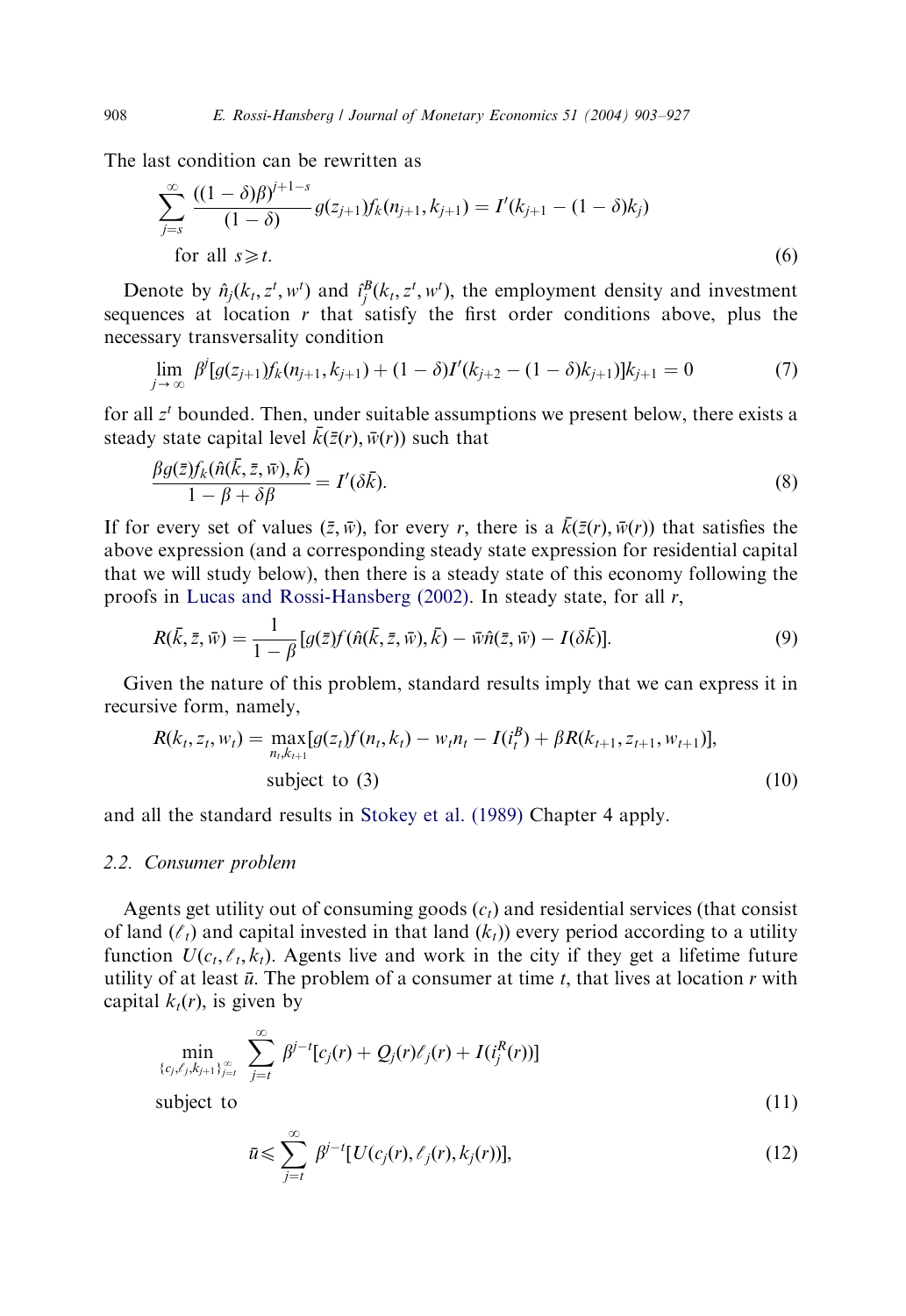The last condition can be rewritten as

$$\sum_{j=s}^{\infty} \frac{((1-\delta)\beta)^{j+1-s}}{(1-\delta)} g(z_{j+1}) f_k(n_{j+1}, k_{j+1}) = I'(k_{j+1} - (1-\delta)k_j)$$

$$\text{for all } s \geqslant t. \tag{6}$$

Denote by $\hat{n}_j(k_t, z^t, w^t)$ and $\hat{\imath}_j^B(k_t, z^t, w^t)$, the employment density and investment sequences at location $r$ that satisfy the first order conditions above, plus the necessary transversality condition

$$\lim_{j\to\infty} \beta^j [g(z_{j+1}) f_k(n_{j+1}, k_{j+1}) + (1-\delta) I'(k_{j+2} - (1-\delta)k_{j+1})] k_{j+1} = 0 \tag{7}$$

for all $z^t$ bounded. Then, under suitable assumptions we present below, there exists a steady state capital level $\bar{k}(\bar{z}(r), \bar{w}(r))$ such that

$$\frac{\beta g(\bar{z}) f_k(\hat{n}(\bar{k}, \bar{z}, \bar{w}), \bar{k})}{1 - \beta + \delta\beta} = I'(\delta\bar{k}). \tag{8}$$

If for every set of values $(\bar{z}, \bar{w})$, for every $r$, there is a $\bar{k}(\bar{z}(r), \bar{w}(r))$ that satisfies the above expression (and a corresponding steady state expression for residential capital that we will study below), then there is a steady state of this economy following the proofs in Lucas and Rossi-Hansberg (2002). In steady state, for all $r$,

$$R(\bar{k}, \bar{z}, \bar{w}) = \frac{1}{1-\beta} [g(\bar{z}) f(\hat{n}(\bar{k}, \bar{z}, \bar{w}), \bar{k}) - \bar{w}\hat{n}(\bar{z}, \bar{w}) - I(\delta\bar{k})]. \tag{9}$$

Given the nature of this problem, standard results imply that we can express it in recursive form, namely,

$$R(k_t, z_t, w_t) = \max_{n_t, k_{t+1}} [g(z_t) f(n_t, k_t) - w_t n_t - I(i_t^B) + \beta R(k_{t+1}, z_{t+1}, w_{t+1})],$$

$$\text{subject to (3)} \tag{10}$$

and all the standard results in Stokey et al. (1989) Chapter 4 apply.

### 2.2. Consumer problem

Agents get utility out of consuming goods ($c_t$) and residential services (that consist of land ($\ell_t$) and capital invested in that land ($k_t$)) every period according to a utility function $U(c_t, \ell_t, k_t)$. Agents live and work in the city if they get a lifetime future utility of at least $\bar{u}$. The problem of a consumer at time $t$, that lives at location $r$ with capital $k_t(r)$, is given by

$$\min_{\{c_j, \ell_j, k_{j+1}\}_{j=t}^{\infty}} \sum_{j=t}^{\infty} \beta^{j-t} [c_j(r) + Q_j(r)\ell_j(r) + I(i_j^R(r))]$$

$$\text{subject to} \tag{11}$$

$$\bar{u} \leqslant \sum_{j=t}^{\infty} \beta^{j-t} [U(c_j(r), \ell_j(r), k_j(r))], \tag{12}$$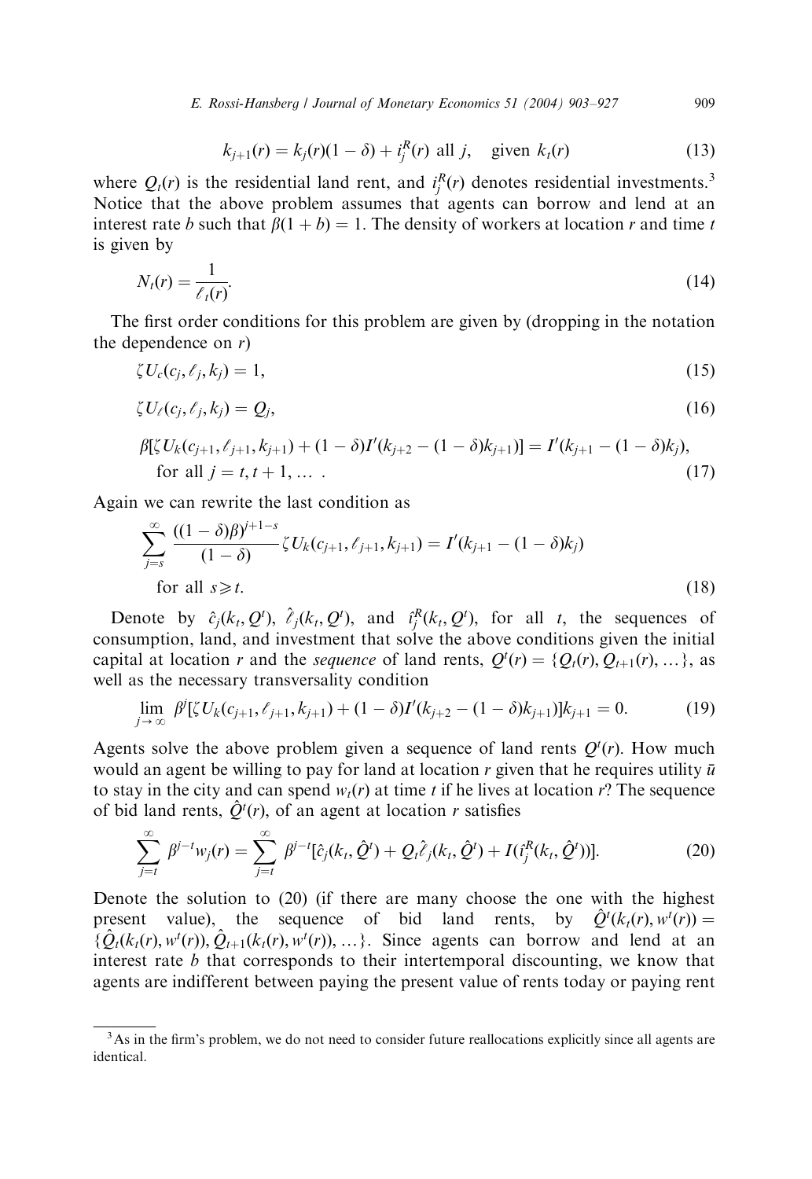$$k_{j+1}(r) = k_j(r)(1-\delta) + i_j^R(r) \text{ all } j, \quad \text{given } k_t(r) \tag{13}$$

where $Q_t(r)$ is the residential land rent, and $i_j^R(r)$ denotes residential investments.[3] Notice that the above problem assumes that agents can borrow and lend at an interest rate $b$ such that $\beta(1+b) = 1$. The density of workers at location $r$ and time $t$ is given by

$$N_t(r) = \frac{1}{\ell_t(r)}. \tag{14}$$

The first order conditions for this problem are given by (dropping in the notation the dependence on $r$)

$$\zeta U_c(c_j, \ell_j, k_j) = 1, \tag{15}$$

$$\zeta U_\ell(c_j, \ell_j, k_j) = Q_j, \tag{16}$$

$$\beta[\zeta U_k(c_{j+1}, \ell_{j+1}, k_{j+1}) + (1-\delta)I'(k_{j+2} - (1-\delta)k_{j+1})] = I'(k_{j+1} - (1-\delta)k_j), \quad \text{for all } j = t, t+1, \ldots . \tag{17}$$

Again we can rewrite the last condition as

$$\sum_{j=s}^{\infty} \frac{((1-\delta)\beta)^{j+1-s}}{(1-\delta)} \zeta U_k(c_{j+1}, \ell_{j+1}, k_{j+1}) = I'(k_{j+1} - (1-\delta)k_j) \quad \text{for all } s \geqslant t. \tag{18}$$

Denote by $\hat{c}_j(k_t, Q^t)$, $\hat{\ell}_j(k_t, Q^t)$, and $\hat{\imath}_j^R(k_t, Q^t)$, for all $t$, the sequences of consumption, land, and investment that solve the above conditions given the initial capital at location $r$ and the *sequence* of land rents, $Q^t(r) = \{Q_t(r), Q_{t+1}(r), \ldots\}$, as well as the necessary transversality condition

$$\lim_{j \to \infty} \beta^j [\zeta U_k(c_{j+1}, \ell_{j+1}, k_{j+1}) + (1-\delta)I'(k_{j+2} - (1-\delta)k_{j+1})]k_{j+1} = 0. \tag{19}$$

Agents solve the above problem given a sequence of land rents $Q^t(r)$. How much would an agent be willing to pay for land at location $r$ given that he requires utility $\bar{u}$ to stay in the city and can spend $w_t(r)$ at time $t$ if he lives at location $r$? The sequence of bid land rents, $\hat{Q}^t(r)$, of an agent at location $r$ satisfies

$$\sum_{j=t}^{\infty} \beta^{j-t} w_j(r) = \sum_{j=t}^{\infty} \beta^{j-t} [\hat{c}_j(k_t, \hat{Q}^t) + Q_t \hat{\ell}_j(k_t, \hat{Q}^t) + I(\hat{\imath}_j^R(k_t, \hat{Q}^t))]. \tag{20}$$

Denote the solution to (20) (if there are many choose the one with the highest present value), the sequence of bid land rents, by $\hat{Q}^t(k_t(r), w^t(r)) = \{\hat{Q}_t(k_t(r), w^t(r)), \hat{Q}_{t+1}(k_t(r), w^t(r)), \ldots\}$. Since agents can borrow and lend at an interest rate $b$ that corresponds to their intertemporal discounting, we know that agents are indifferent between paying the present value of rents today or paying rent

[3] As in the firm's problem, we do not need to consider future reallocations explicitly since all agents are identical.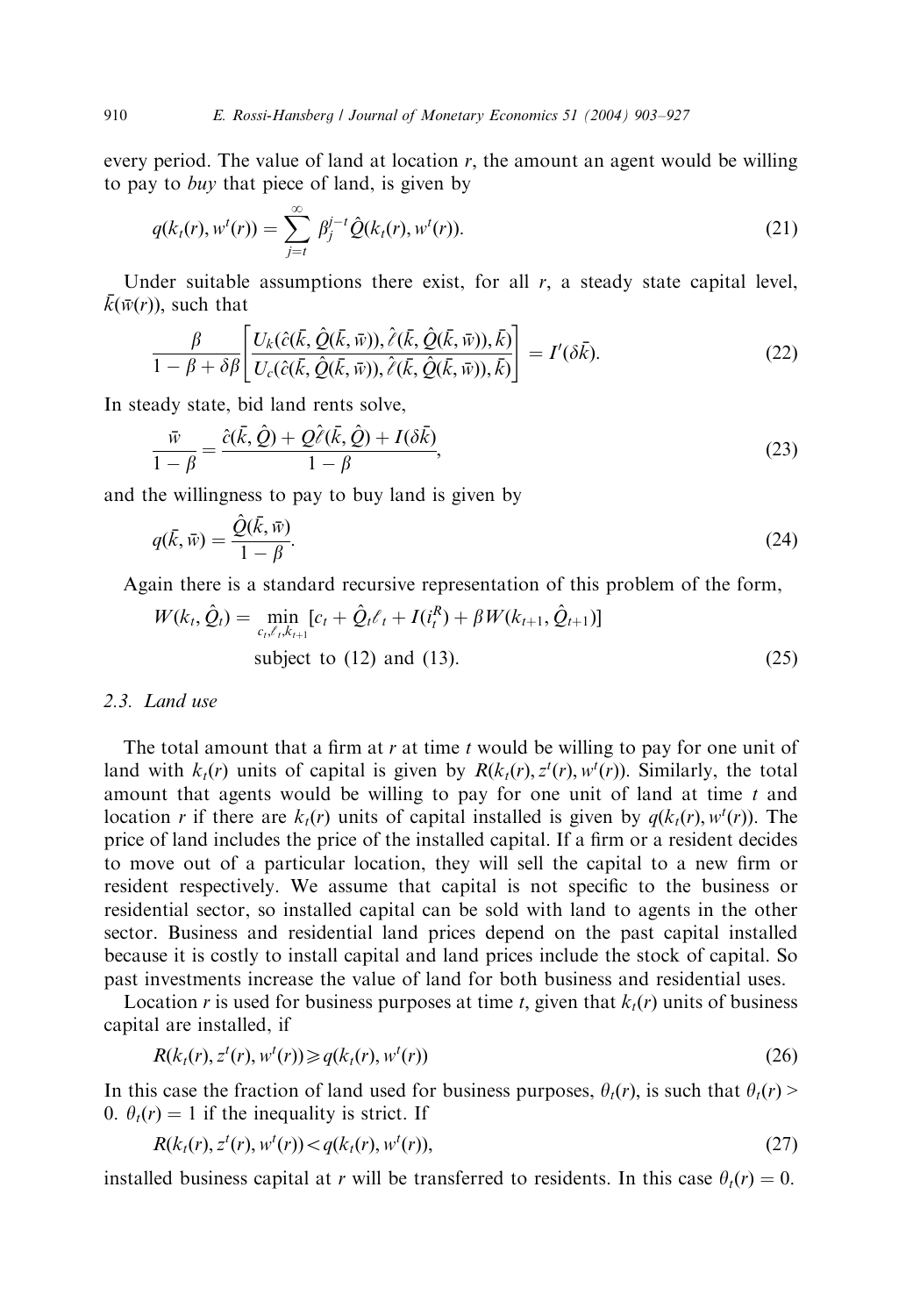every period. The value of land at location $r$, the amount an agent would be willing to pay to *buy* that piece of land, is given by

$$q(k_t(r), w^t(r)) = \sum_{j=t}^{\infty} \beta_j^{j-t} \hat{Q}(k_t(r), w^t(r)). \tag{21}$$

Under suitable assumptions there exist, for all $r$, a steady state capital level, $\bar{k}(\bar{w}(r))$, such that

$$\frac{\beta}{1-\beta+\delta\beta}\left[\frac{U_k(\hat{c}(\bar{k}, \hat{Q}(\bar{k}, \bar{w})), \hat{\ell}(\bar{k}, \hat{Q}(\bar{k}, \bar{w})), \bar{k})}{U_c(\hat{c}(\bar{k}, \hat{Q}(\bar{k}, \bar{w})), \hat{\ell}(\bar{k}, \hat{Q}(\bar{k}, \bar{w})), \bar{k})}\right] = I'(\delta\bar{k}). \tag{22}$$

In steady state, bid land rents solve,

$$\frac{\bar{w}}{1-\beta} = \frac{\hat{c}(\bar{k}, \hat{Q}) + Q\hat{\ell}(\bar{k}, \hat{Q}) + I(\delta\bar{k})}{1-\beta}, \tag{23}$$

and the willingness to pay to buy land is given by

$$q(\bar{k}, \bar{w}) = \frac{\hat{Q}(\bar{k}, \bar{w})}{1-\beta}. \tag{24}$$

Again there is a standard recursive representation of this problem of the form,

$$W(k_t, \hat{Q}_t) = \min_{c_t, \ell_t, k_{t+1}} [c_t + \hat{Q}_t \ell_t + I(i_t^R) + \beta W(k_{t+1}, \hat{Q}_{t+1})]$$
$$\text{subject to (12) and (13).} \tag{25}$$

### 2.3. Land use

The total amount that a firm at $r$ at time $t$ would be willing to pay for one unit of land with $k_t(r)$ units of capital is given by $R(k_t(r), z^t(r), w^t(r))$. Similarly, the total amount that agents would be willing to pay for one unit of land at time $t$ and location $r$ if there are $k_t(r)$ units of capital installed is given by $q(k_t(r), w^t(r))$. The price of land includes the price of the installed capital. If a firm or a resident decides to move out of a particular location, they will sell the capital to a new firm or resident respectively. We assume that capital is not specific to the business or residential sector, so installed capital can be sold with land to agents in the other sector. Business and residential land prices depend on the past capital installed because it is costly to install capital and land prices include the stock of capital. So past investments increase the value of land for both business and residential uses.

Location $r$ is used for business purposes at time $t$, given that $k_t(r)$ units of business capital are installed, if

$$R(k_t(r), z^t(r), w^t(r)) \geqslant q(k_t(r), w^t(r)) \tag{26}$$

In this case the fraction of land used for business purposes, $\theta_t(r)$, is such that $\theta_t(r) > 0$. $\theta_t(r) = 1$ if the inequality is strict. If

$$R(k_t(r), z^t(r), w^t(r)) < q(k_t(r), w^t(r)), \tag{27}$$

installed business capital at $r$ will be transferred to residents. In this case $\theta_t(r) = 0$.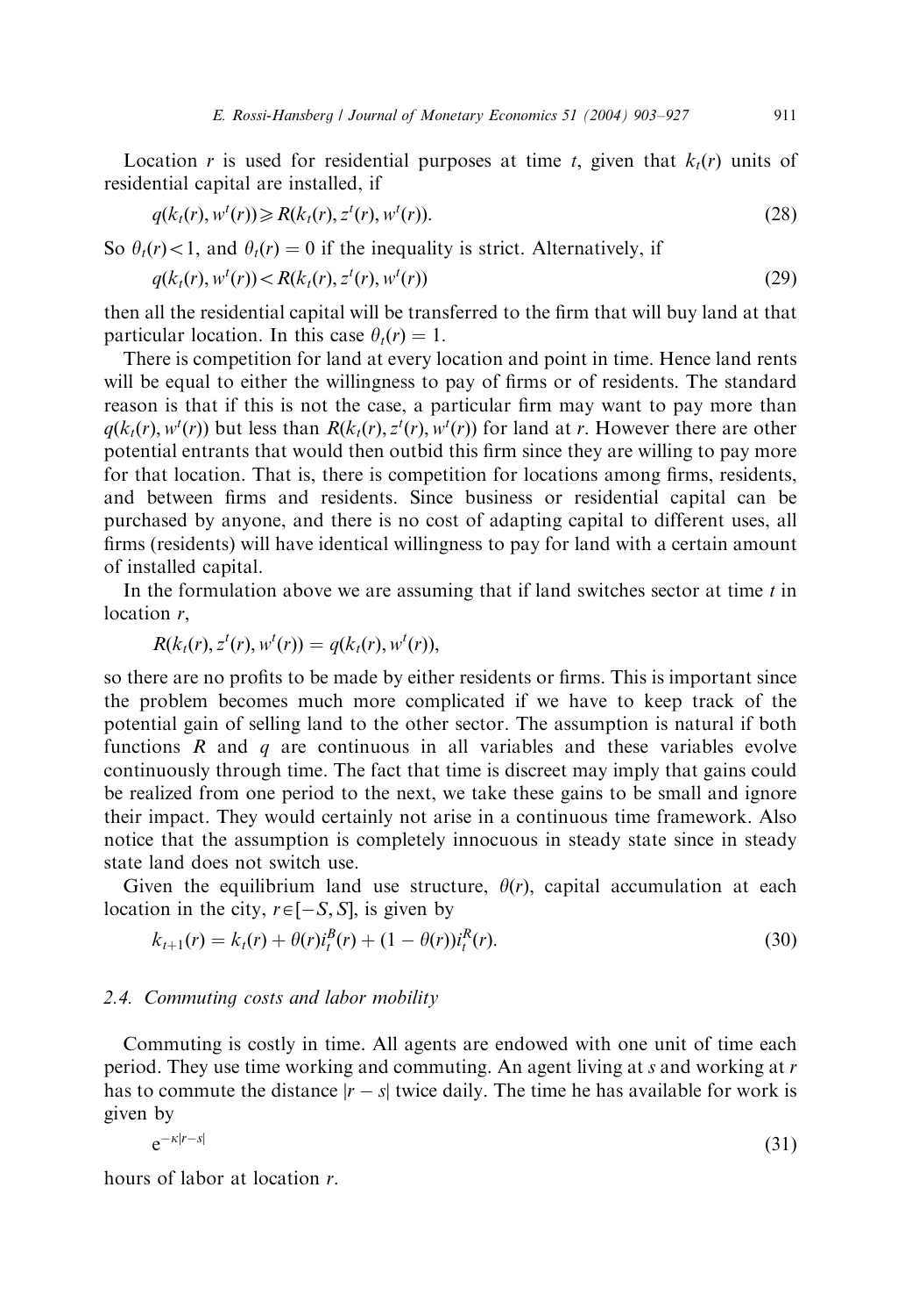Location $r$ is used for residential purposes at time $t$, given that $k_t(r)$ units of residential capital are installed, if

$$q(k_t(r), w^t(r)) \geqslant R(k_t(r), z^t(r), w^t(r)). \tag{28}$$

So $\theta_t(r) < 1$, and $\theta_t(r) = 0$ if the inequality is strict. Alternatively, if

$$q(k_t(r), w^t(r)) < R(k_t(r), z^t(r), w^t(r)) \tag{29}$$

then all the residential capital will be transferred to the firm that will buy land at that particular location. In this case $\theta_t(r) = 1$.

There is competition for land at every location and point in time. Hence land rents will be equal to either the willingness to pay of firms or of residents. The standard reason is that if this is not the case, a particular firm may want to pay more than $q(k_t(r), w^t(r))$ but less than $R(k_t(r), z^t(r), w^t(r))$ for land at $r$. However there are other potential entrants that would then outbid this firm since they are willing to pay more for that location. That is, there is competition for locations among firms, residents, and between firms and residents. Since business or residential capital can be purchased by anyone, and there is no cost of adapting capital to different uses, all firms (residents) will have identical willingness to pay for land with a certain amount of installed capital.

In the formulation above we are assuming that if land switches sector at time $t$ in location $r$,

$$R(k_t(r), z^t(r), w^t(r)) = q(k_t(r), w^t(r)),$$

so there are no profits to be made by either residents or firms. This is important since the problem becomes much more complicated if we have to keep track of the potential gain of selling land to the other sector. The assumption is natural if both functions $R$ and $q$ are continuous in all variables and these variables evolve continuously through time. The fact that time is discreet may imply that gains could be realized from one period to the next, we take these gains to be small and ignore their impact. They would certainly not arise in a continuous time framework. Also notice that the assumption is completely innocuous in steady state since in steady state land does not switch use.

Given the equilibrium land use structure, $\theta(r)$, capital accumulation at each location in the city, $r \in [-S, S]$, is given by

$$k_{t+1}(r) = k_t(r) + \theta(r) i_t^B(r) + (1 - \theta(r)) i_t^R(r). \tag{30}$$

### 2.4. Commuting costs and labor mobility

Commuting is costly in time. All agents are endowed with one unit of time each period. They use time working and commuting. An agent living at $s$ and working at $r$ has to commute the distance $|r - s|$ twice daily. The time he has available for work is given by

$$e^{-\kappa|r-s|} \tag{31}$$

hours of labor at location $r$.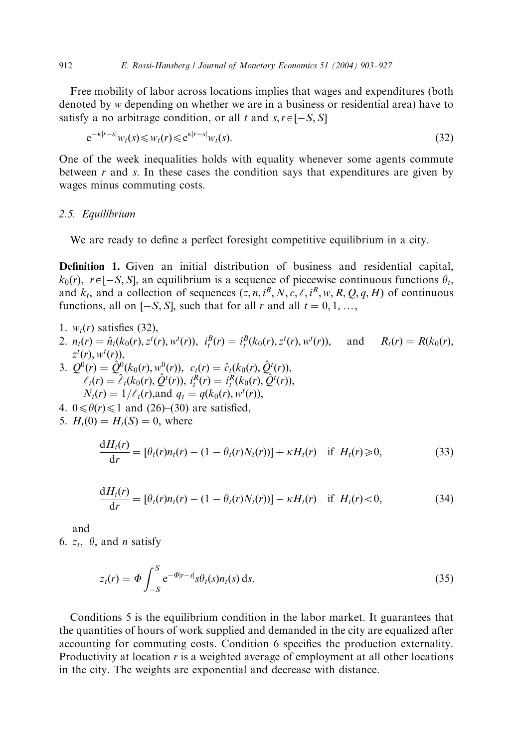Free mobility of labor across locations implies that wages and expenditures (both denoted by $w$ depending on whether we are in a business or residential area) have to satisfy a no arbitrage condition, or all $t$ and $s, r \in [-S, S]$

$$
\mathrm{e}^{-\kappa|r-s|} w_t(s) \leqslant w_t(r) \leqslant \mathrm{e}^{\kappa|r-s|} w_t(s). \tag{32}
$$

One of the week inequalities holds with equality whenever some agents commute between $r$ and $s$. In these cases the condition says that expenditures are given by wages minus commuting costs.

### 2.5. Equilibrium

We are ready to define a perfect foresight competitive equilibrium in a city.

**Definition 1.** Given an initial distribution of business and residential capital, $k_0(r)$, $r \in [-S, S]$, an equilibrium is a sequence of piecewise continuous functions $\theta_t$, and $k_t$, and a collection of sequences $(z, n, i^B, N, c, \ell, i^R, w, R, Q, q, H)$ of continuous functions, all on $[-S, S]$, such that for all $r$ and all $t = 0, 1, \ldots,$

1. $w_t(r)$ satisfies (32),
2. $n_t(r) = \hat{n}_t(k_0(r), z^t(r), w^t(r))$, $i_t^B(r) = \hat{\imath}_t^B(k_0(r), z^t(r), w^t(r))$, and $R_t(r) = R(k_0(r), z^t(r), w^t(r))$,
3. $Q^0(r) = \hat{Q}^0(k_0(r), w^0(r))$, $c_t(r) = \hat{c}_t(k_0(r), \hat{Q}^t(r))$, $\ell_t(r) = \hat{\ell}_t(k_0(r), \hat{Q}^t(r))$, $i_t^R(r) = \hat{\imath}_t^R(k_0(r), \hat{Q}^t(r))$, $N_t(r) = 1/\ell_t(r)$,and $q_t = q(k_0(r), w^t(r))$,
4. $0 \leqslant \theta(r) \leqslant 1$ and (26)–(30) are satisfied,
5. $H_t(0) = H_t(S) = 0$, where

$$
\frac{\mathrm{d}H_t(r)}{\mathrm{d}r} = [\theta_t(r)n_t(r) - (1 - \theta_t(r)N_t(r))] + \kappa H_t(r) \quad \text{if } H_t(r) \geqslant 0, \tag{33}
$$

$$
\frac{\mathrm{d}H_t(r)}{\mathrm{d}r} = [\theta_t(r)n_t(r) - (1 - \theta_t(r)N_t(r))] - \kappa H_t(r) \quad \text{if } H_t(r) < 0, \tag{34}
$$

and

6. $z_t$, $\theta$, and $n$ satisfy

$$
z_t(r) = \Phi \int_{-S}^{S} \mathrm{e}^{-\Phi|r-s|} s\theta_t(s) n_t(s)\,\mathrm{d}s. \tag{35}
$$

Conditions 5 is the equilibrium condition in the labor market. It guarantees that the quantities of hours of work supplied and demanded in the city are equalized after accounting for commuting costs. Condition 6 specifies the production externality. Productivity at location $r$ is a weighted average of employment at all other locations in the city. The weights are exponential and decrease with distance.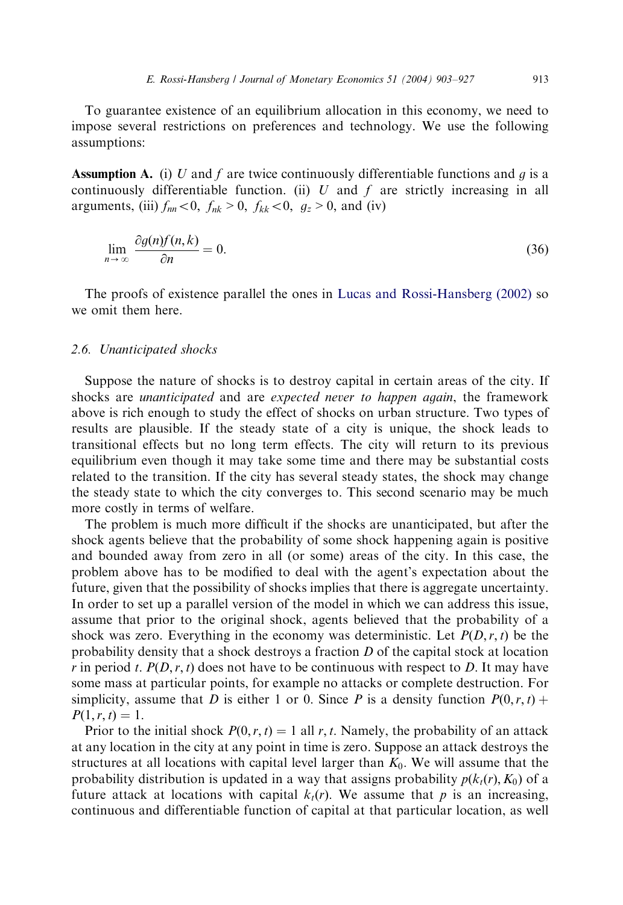To guarantee existence of an equilibrium allocation in this economy, we need to impose several restrictions on preferences and technology. We use the following assumptions:

**Assumption A.** (i) $U$ and $f$ are twice continuously differentiable functions and $g$ is a continuously differentiable function. (ii) $U$ and $f$ are strictly increasing in all arguments, (iii) $f_{nn} < 0$, $f_{nk} > 0$, $f_{kk} < 0$, $g_z > 0$, and (iv)

$$\lim_{n \to \infty} \frac{\partial g(n) f(n,k)}{\partial n} = 0. \tag{36}$$

The proofs of existence parallel the ones in Lucas and Rossi-Hansberg (2002) so we omit them here.

### 2.6. Unanticipated shocks

Suppose the nature of shocks is to destroy capital in certain areas of the city. If shocks are *unanticipated* and are *expected never to happen again*, the framework above is rich enough to study the effect of shocks on urban structure. Two types of results are plausible. If the steady state of a city is unique, the shock leads to transitional effects but no long term effects. The city will return to its previous equilibrium even though it may take some time and there may be substantial costs related to the transition. If the city has several steady states, the shock may change the steady state to which the city converges to. This second scenario may be much more costly in terms of welfare.

The problem is much more difficult if the shocks are unanticipated, but after the shock agents believe that the probability of some shock happening again is positive and bounded away from zero in all (or some) areas of the city. In this case, the problem above has to be modified to deal with the agent's expectation about the future, given that the possibility of shocks implies that there is aggregate uncertainty. In order to set up a parallel version of the model in which we can address this issue, assume that prior to the original shock, agents believed that the probability of a shock was zero. Everything in the economy was deterministic. Let $P(D, r, t)$ be the probability density that a shock destroys a fraction $D$ of the capital stock at location $r$ in period $t$. $P(D, r, t)$ does not have to be continuous with respect to $D$. It may have some mass at particular points, for example no attacks or complete destruction. For simplicity, assume that $D$ is either 1 or 0. Since $P$ is a density function $P(0, r, t) + P(1, r, t) = 1$.

Prior to the initial shock $P(0, r, t) = 1$ all $r, t$. Namely, the probability of an attack at any location in the city at any point in time is zero. Suppose an attack destroys the structures at all locations with capital level larger than $K_0$. We will assume that the probability distribution is updated in a way that assigns probability $p(k_t(r), K_0)$ of a future attack at locations with capital $k_t(r)$. We assume that $p$ is an increasing, continuous and differentiable function of capital at that particular location, as well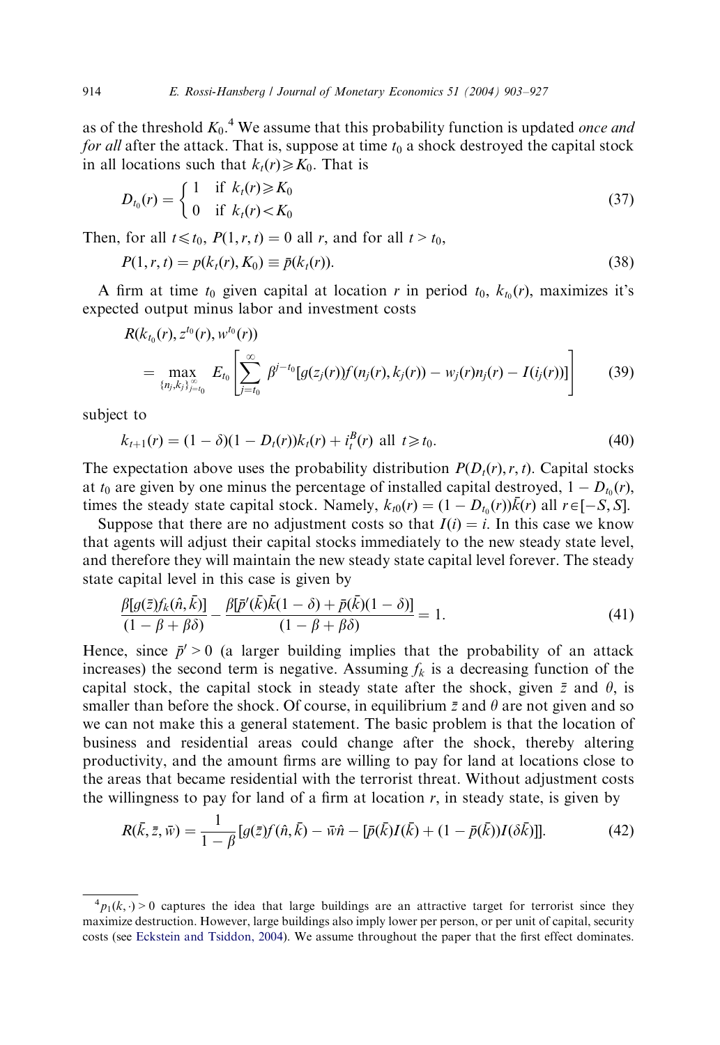as of the threshold $K_0$.[4] We assume that this probability function is updated *once and for all* after the attack. That is, suppose at time $t_0$ a shock destroyed the capital stock in all locations such that $k_t(r) \geqslant K_0$. That is

$$D_{t_0}(r) = \begin{cases} 1 & \text{if } k_t(r) \geqslant K_0 \\ 0 & \text{if } k_t(r) < K_0 \end{cases} \tag{37}$$

Then, for all $t \leqslant t_0$, $P(1, r, t) = 0$ all $r$, and for all $t > t_0$,

$$P(1, r, t) = p(k_t(r), K_0) \equiv \bar{p}(k_t(r)). \tag{38}$$

A firm at time $t_0$ given capital at location $r$ in period $t_0$, $k_{t_0}(r)$, maximizes it's expected output minus labor and investment costs

$$R(k_{t_0}(r), z^{t_0}(r), w^{t_0}(r)) = \max_{\{n_j, k_j\}_{j=t_0}^{\infty}} E_{t_0}\left[\sum_{j=t_0}^{\infty} \beta^{j-t_0}[g(z_j(r))f(n_j(r), k_j(r)) - w_j(r)n_j(r) - I(i_j(r))]\right] \tag{39}$$

subject to

$$k_{t+1}(r) = (1-\delta)(1 - D_t(r))k_t(r) + i_t^B(r) \text{ all } t \geqslant t_0. \tag{40}$$

The expectation above uses the probability distribution $P(D_t(r), r, t)$. Capital stocks at $t_0$ are given by one minus the percentage of installed capital destroyed, $1 - D_{t_0}(r)$, times the steady state capital stock. Namely, $k_{t0}(r) = (1 - D_{t_0}(r))\bar{k}(r)$ all $r \in [-S, S]$.

Suppose that there are no adjustment costs so that $I(i) = i$. In this case we know that agents will adjust their capital stocks immediately to the new steady state level, and therefore they will maintain the new steady state capital level forever. The steady state capital level in this case is given by

$$\frac{\beta[g(\bar{z})f_k(\hat{n}, \bar{k})]}{(1 - \beta + \beta\delta)} - \frac{\beta[\bar{p}'(\bar{k})\bar{k}(1-\delta) + \bar{p}(\bar{k})(1-\delta)]}{(1 - \beta + \beta\delta)} = 1. \tag{41}$$

Hence, since $\bar{p}' > 0$ (a larger building implies that the probability of an attack increases) the second term is negative. Assuming $f_k$ is a decreasing function of the capital stock, the capital stock in steady state after the shock, given $\bar{z}$ and $\theta$, is smaller than before the shock. Of course, in equilibrium $\bar{z}$ and $\theta$ are not given and so we can not make this a general statement. The basic problem is that the location of business and residential areas could change after the shock, thereby altering productivity, and the amount firms are willing to pay for land at locations close to the areas that became residential with the terrorist threat. Without adjustment costs the willingness to pay for land of a firm at location $r$, in steady state, is given by

$$R(\bar{k}, \bar{z}, \bar{w}) = \frac{1}{1-\beta}[g(\bar{z})f(\hat{n}, \bar{k}) - \bar{w}\hat{n} - [\bar{p}(\bar{k})I(\bar{k}) + (1 - \bar{p}(\bar{k}))I(\delta\bar{k})]]. \tag{42}$$

[4] $p_1(k, \cdot) > 0$ captures the idea that large buildings are an attractive target for terrorist since they maximize destruction. However, large buildings also imply lower per person, or per unit of capital, security costs (see Eckstein and Tsiddon, 2004). We assume throughout the paper that the first effect dominates.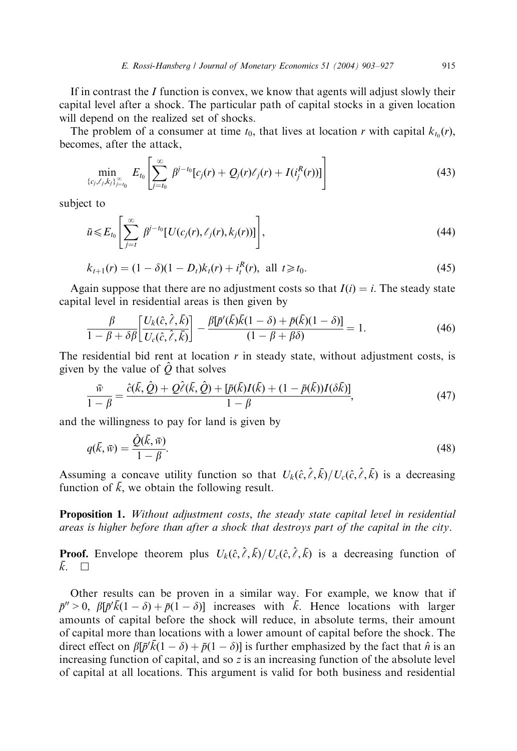If in contrast the $I$ function is convex, we know that agents will adjust slowly their capital level after a shock. The particular path of capital stocks in a given location will depend on the realized set of shocks.

The problem of a consumer at time $t_0$, that lives at location $r$ with capital $k_{t_0}(r)$, becomes, after the attack,

$$\min_{\{c_j,\ell_j,k_j\}_{j=t_0}^{\infty}} E_{t_0}\left[\sum_{j=t_0}^{\infty} \beta^{j-t_0}[c_j(r) + Q_j(r)\ell_j(r) + I(i_j^R(r))]\right] \tag{43}$$

subject to

$$\bar{u} \leqslant E_{t_0}\left[\sum_{j=t}^{\infty} \beta^{j-t_0}[U(c_j(r), \ell_j(r), k_j(r))]\right], \tag{44}$$

$$k_{t+1}(r) = (1-\delta)(1-D_t)k_t(r) + i_t^R(r), \text{ all } t \geqslant t_0. \tag{45}$$

Again suppose that there are no adjustment costs so that $I(i) = i$. The steady state capital level in residential areas is then given by

$$\frac{\beta}{1-\beta+\delta\beta}\left[\frac{U_k(\hat{c},\hat{\ell},\bar{k})}{U_c(\hat{c},\hat{\ell},\bar{k})}\right] - \frac{\beta[\bar{p}'(\bar{k})\bar{k}(1-\delta) + \bar{p}(\bar{k})(1-\delta)]}{(1-\beta+\beta\delta)} = 1. \tag{46}$$

The residential bid rent at location $r$ in steady state, without adjustment costs, is given by the value of $\hat{Q}$ that solves

$$\frac{\bar{w}}{1-\beta} = \frac{\hat{c}(\bar{k},\hat{Q}) + Q\hat{\ell}(\bar{k},\hat{Q}) + [\bar{p}(\bar{k})I(\bar{k}) + (1-\bar{p}(\bar{k}))I(\delta\bar{k})]}{1-\beta}, \tag{47}$$

and the willingness to pay for land is given by

$$q(\bar{k},\bar{w}) = \frac{\hat{Q}(\bar{k},\bar{w})}{1-\beta}. \tag{48}$$

Assuming a concave utility function so that $U_k(\hat{c},\hat{\ell},\bar{k})/U_c(\hat{c},\hat{\ell},\bar{k})$ is a decreasing function of $\bar{k}$, we obtain the following result.

**Proposition 1.** *Without adjustment costs, the steady state capital level in residential areas is higher before than after a shock that destroys part of the capital in the city.*

**Proof.** Envelope theorem plus $U_k(\hat{c},\hat{\ell},\bar{k})/U_c(\hat{c},\hat{\ell},\bar{k})$ is a decreasing function of $\bar{k}$. □

Other results can be proven in a similar way. For example, we know that if $\bar{p}'' > 0$, $\beta[\bar{p}'\bar{k}(1-\delta) + \bar{p}(1-\delta)]$ increases with $\bar{k}$. Hence locations with larger amounts of capital before the shock will reduce, in absolute terms, their amount of capital more than locations with a lower amount of capital before the shock. The direct effect on $\beta[\bar{p}'\bar{k}(1-\delta) + \bar{p}(1-\delta)]$ is further emphasized by the fact that $\hat{n}$ is an increasing function of capital, and so $z$ is an increasing function of the absolute level of capital at all locations. This argument is valid for both business and residential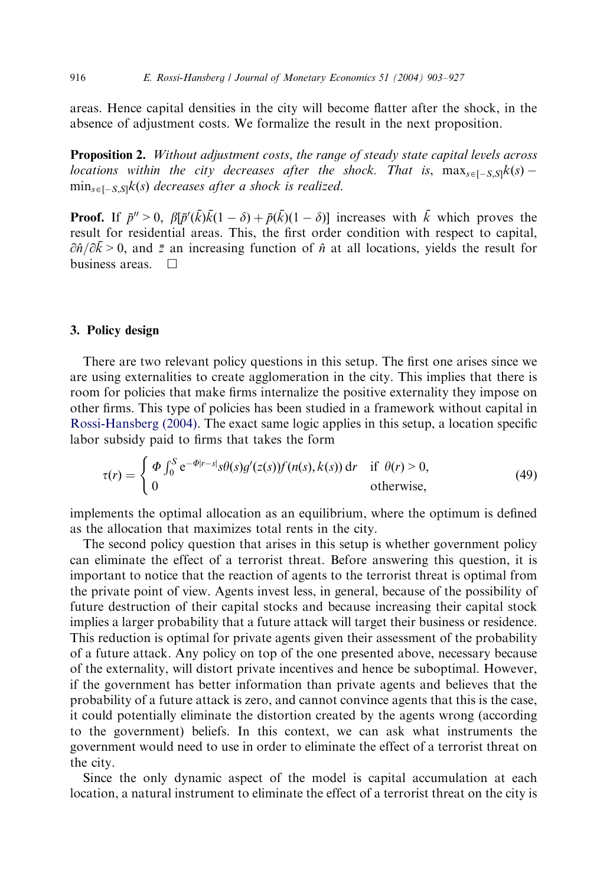areas. Hence capital densities in the city will become flatter after the shock, in the absence of adjustment costs. We formalize the result in the next proposition.

**Proposition 2.** *Without adjustment costs, the range of steady state capital levels across locations within the city decreases after the shock. That is,* $\max_{s\in[-S,S]}k(s) - \min_{s\in[-S,S]}k(s)$ *decreases after a shock is realized.*

**Proof.** If $\bar{p}'' > 0$, $\beta[\bar{p}'(\bar{k})\bar{k}(1-\delta) + \bar{p}(\bar{k})(1-\delta)]$ increases with $\bar{k}$ which proves the result for residential areas. This, the first order condition with respect to capital, $\partial\hat{n}/\partial\bar{k} > 0$, and $\bar{z}$ an increasing function of $\hat{n}$ at all locations, yields the result for business areas. □

## 3. Policy design

There are two relevant policy questions in this setup. The first one arises since we are using externalities to create agglomeration in the city. This implies that there is room for policies that make firms internalize the positive externality they impose on other firms. This type of policies has been studied in a framework without capital in Rossi-Hansberg (2004). The exact same logic applies in this setup, a location specific labor subsidy paid to firms that takes the form

$$\tau(r) = \begin{cases} \Phi \int_0^S \mathrm{e}^{-\Phi|r-s|} s\theta(s) g'(z(s)) f(n(s), k(s))\,\mathrm{d}r & \text{if } \theta(r) > 0, \\ 0 & \text{otherwise,} \end{cases} \tag{49}$$

implements the optimal allocation as an equilibrium, where the optimum is defined as the allocation that maximizes total rents in the city.

The second policy question that arises in this setup is whether government policy can eliminate the effect of a terrorist threat. Before answering this question, it is important to notice that the reaction of agents to the terrorist threat is optimal from the private point of view. Agents invest less, in general, because of the possibility of future destruction of their capital stocks and because increasing their capital stock implies a larger probability that a future attack will target their business or residence. This reduction is optimal for private agents given their assessment of the probability of a future attack. Any policy on top of the one presented above, necessary because of the externality, will distort private incentives and hence be suboptimal. However, if the government has better information than private agents and believes that the probability of a future attack is zero, and cannot convince agents that this is the case, it could potentially eliminate the distortion created by the agents wrong (according to the government) beliefs. In this context, we can ask what instruments the government would need to use in order to eliminate the effect of a terrorist threat on the city.

Since the only dynamic aspect of the model is capital accumulation at each location, a natural instrument to eliminate the effect of a terrorist threat on the city is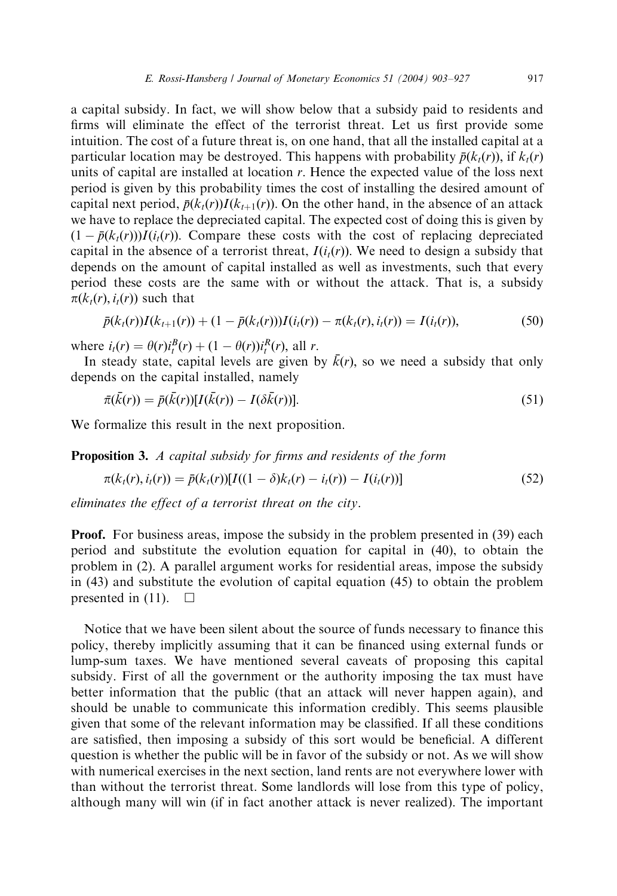a capital subsidy. In fact, we will show below that a subsidy paid to residents and firms will eliminate the effect of the terrorist threat. Let us first provide some intuition. The cost of a future threat is, on one hand, that all the installed capital at a particular location may be destroyed. This happens with probability $\bar{p}(k_t(r))$, if $k_t(r)$ units of capital are installed at location $r$. Hence the expected value of the loss next period is given by this probability times the cost of installing the desired amount of capital next period, $\bar{p}(k_t(r))I(k_{t+1}(r))$. On the other hand, in the absence of an attack we have to replace the depreciated capital. The expected cost of doing this is given by $(1 - \bar{p}(k_t(r)))I(i_t(r))$. Compare these costs with the cost of replacing depreciated capital in the absence of a terrorist threat, $I(i_t(r))$. We need to design a subsidy that depends on the amount of capital installed as well as investments, such that every period these costs are the same with or without the attack. That is, a subsidy $\pi(k_t(r), i_t(r))$ such that

$$\bar{p}(k_t(r))I(k_{t+1}(r)) + (1 - \bar{p}(k_t(r)))I(i_t(r)) - \pi(k_t(r), i_t(r)) = I(i_t(r)), \tag{50}$$

where $i_t(r) = \theta(r)i_t^B(r) + (1 - \theta(r))i_t^R(r)$, all $r$.

In steady state, capital levels are given by $\bar{k}(r)$, so we need a subsidy that only depends on the capital installed, namely

$$\bar{\pi}(\bar{k}(r)) = \bar{p}(\bar{k}(r))[I(\bar{k}(r)) - I(\delta\bar{k}(r))]. \tag{51}$$

We formalize this result in the next proposition.

**Proposition 3.** *A capital subsidy for firms and residents of the form*

$$\pi(k_t(r), i_t(r)) = \bar{p}(k_t(r))[I((1 - \delta)k_t(r) - i_t(r)) - I(i_t(r))] \tag{52}$$

*eliminates the effect of a terrorist threat on the city.*

**Proof.** For business areas, impose the subsidy in the problem presented in (39) each period and substitute the evolution equation for capital in (40), to obtain the problem in (2). A parallel argument works for residential areas, impose the subsidy in (43) and substitute the evolution of capital equation (45) to obtain the problem presented in (11). □

Notice that we have been silent about the source of funds necessary to finance this policy, thereby implicitly assuming that it can be financed using external funds or lump-sum taxes. We have mentioned several caveats of proposing this capital subsidy. First of all the government or the authority imposing the tax must have better information that the public (that an attack will never happen again), and should be unable to communicate this information credibly. This seems plausible given that some of the relevant information may be classified. If all these conditions are satisfied, then imposing a subsidy of this sort would be beneficial. A different question is whether the public will be in favor of the subsidy or not. As we will show with numerical exercises in the next section, land rents are not everywhere lower with than without the terrorist threat. Some landlords will lose from this type of policy, although many will win (if in fact another attack is never realized). The important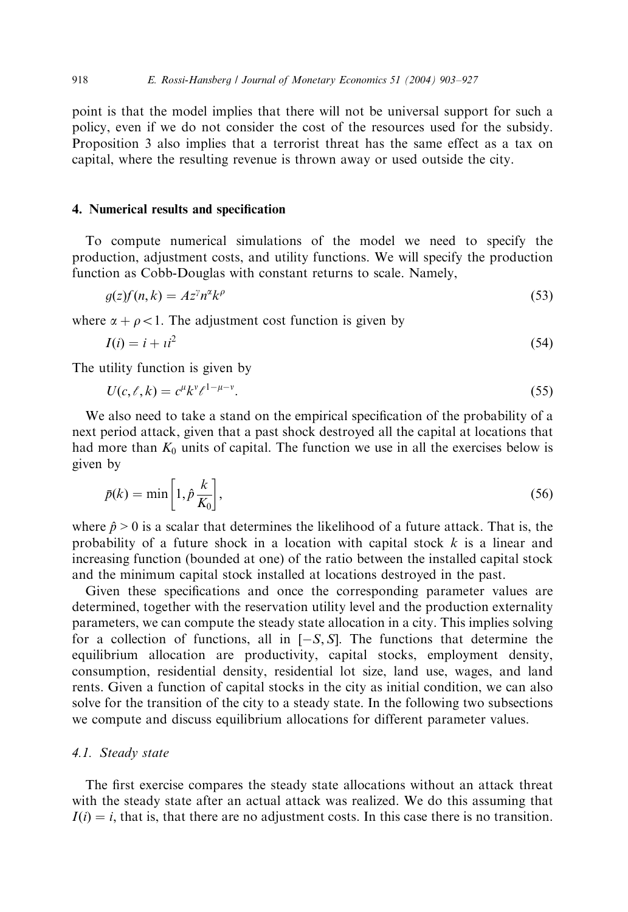point is that the model implies that there will not be universal support for such a policy, even if we do not consider the cost of the resources used for the subsidy. Proposition 3 also implies that a terrorist threat has the same effect as a tax on capital, where the resulting revenue is thrown away or used outside the city.

## 4. Numerical results and specification

To compute numerical simulations of the model we need to specify the production, adjustment costs, and utility functions. We will specify the production function as Cobb-Douglas with constant returns to scale. Namely,

$$g(z)f(n,k) = Az^{\gamma}n^{\alpha}k^{\rho} \tag{53}$$

where $\alpha + \rho < 1$. The adjustment cost function is given by

$$I(i) = i + \imath i^2 \tag{54}$$

The utility function is given by

$$U(c, \ell, k) = c^{\mu}k^{\nu}\ell^{1-\mu-\nu}. \tag{55}$$

We also need to take a stand on the empirical specification of the probability of a next period attack, given that a past shock destroyed all the capital at locations that had more than $K_0$ units of capital. The function we use in all the exercises below is given by

$$\bar{p}(k) = \min\left[1, \hat{p}\frac{k}{K_0}\right], \tag{56}$$

where $\hat{p} > 0$ is a scalar that determines the likelihood of a future attack. That is, the probability of a future shock in a location with capital stock $k$ is a linear and increasing function (bounded at one) of the ratio between the installed capital stock and the minimum capital stock installed at locations destroyed in the past.

Given these specifications and once the corresponding parameter values are determined, together with the reservation utility level and the production externality parameters, we can compute the steady state allocation in a city. This implies solving for a collection of functions, all in $[-S, S]$. The functions that determine the equilibrium allocation are productivity, capital stocks, employment density, consumption, residential density, residential lot size, land use, wages, and land rents. Given a function of capital stocks in the city as initial condition, we can also solve for the transition of the city to a steady state. In the following two subsections we compute and discuss equilibrium allocations for different parameter values.

### 4.1. Steady state

The first exercise compares the steady state allocations without an attack threat with the steady state after an actual attack was realized. We do this assuming that $I(i) = i$, that is, that there are no adjustment costs. In this case there is no transition.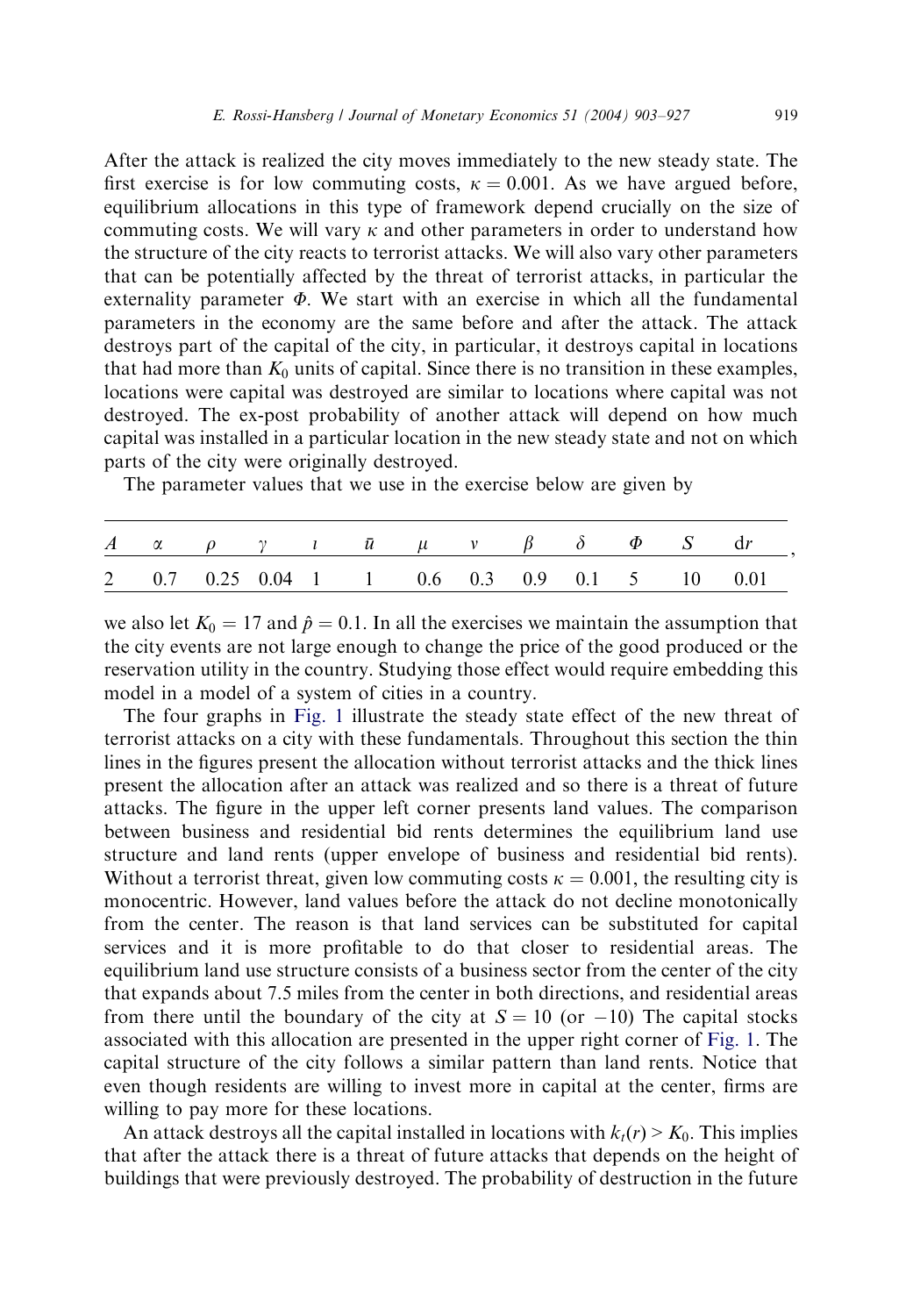After the attack is realized the city moves immediately to the new steady state. The first exercise is for low commuting costs, $\kappa = 0.001$. As we have argued before, equilibrium allocations in this type of framework depend crucially on the size of commuting costs. We will vary $\kappa$ and other parameters in order to understand how the structure of the city reacts to terrorist attacks. We will also vary other parameters that can be potentially affected by the threat of terrorist attacks, in particular the externality parameter $\Phi$. We start with an exercise in which all the fundamental parameters in the economy are the same before and after the attack. The attack destroys part of the capital of the city, in particular, it destroys capital in locations that had more than $K_0$ units of capital. Since there is no transition in these examples, locations were capital was destroyed are similar to locations where capital was not destroyed. The ex-post probability of another attack will depend on how much capital was installed in a particular location in the new steady state and not on which parts of the city were originally destroyed.

The parameter values that we use in the exercise below are given by

| $A$ | $\alpha$ | $\rho$ | $\gamma$ | $\iota$ | $\bar{u}$ | $\mu$ | $v$ | $\beta$ | $\delta$ | $\Phi$ | $S$ | $\mathrm{d}r$ |
|---|---|---|---|---|---|---|---|---|---|---|---|---|
| 2 | 0.7 | 0.25 | 0.04 | 1 | 1 | 0.6 | 0.3 | 0.9 | 0.1 | 5 | 10 | 0.01 |

we also let $K_0 = 17$ and $\hat{p} = 0.1$. In all the exercises we maintain the assumption that the city events are not large enough to change the price of the good produced or the reservation utility in the country. Studying those effect would require embedding this model in a model of a system of cities in a country.

The four graphs in Fig. 1 illustrate the steady state effect of the new threat of terrorist attacks on a city with these fundamentals. Throughout this section the thin lines in the figures present the allocation without terrorist attacks and the thick lines present the allocation after an attack was realized and so there is a threat of future attacks. The figure in the upper left corner presents land values. The comparison between business and residential bid rents determines the equilibrium land use structure and land rents (upper envelope of business and residential bid rents). Without a terrorist threat, given low commuting costs $\kappa = 0.001$, the resulting city is monocentric. However, land values before the attack do not decline monotonically from the center. The reason is that land services can be substituted for capital services and it is more profitable to do that closer to residential areas. The equilibrium land use structure consists of a business sector from the center of the city that expands about 7.5 miles from the center in both directions, and residential areas from there until the boundary of the city at $S = 10$ (or $-10$) The capital stocks associated with this allocation are presented in the upper right corner of Fig. 1. The capital structure of the city follows a similar pattern than land rents. Notice that even though residents are willing to invest more in capital at the center, firms are willing to pay more for these locations.

An attack destroys all the capital installed in locations with $k_t(r) > K_0$. This implies that after the attack there is a threat of future attacks that depends on the height of buildings that were previously destroyed. The probability of destruction in the future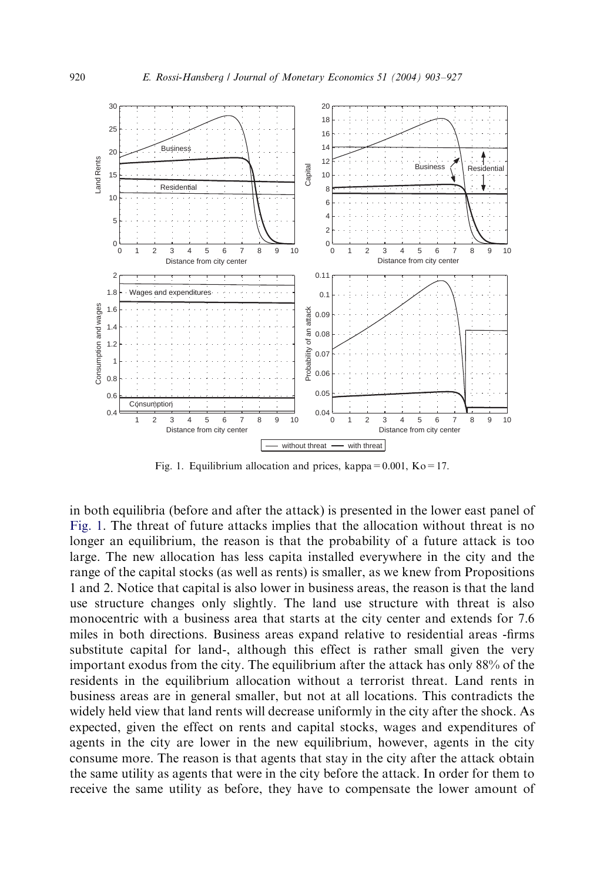Fig. 1. Equilibrium allocation and prices, kappa = 0.001, Ko = 17.

in both equilibria (before and after the attack) is presented in the lower east panel of Fig. 1. The threat of future attacks implies that the allocation without threat is no longer an equilibrium, the reason is that the probability of a future attack is too large. The new allocation has less capita installed everywhere in the city and the range of the capital stocks (as well as rents) is smaller, as we knew from Propositions 1 and 2. Notice that capital is also lower in business areas, the reason is that the land use structure changes only slightly. The land use structure with threat is also monocentric with a business area that starts at the city center and extends for 7.6 miles in both directions. Business areas expand relative to residential areas -firms substitute capital for land-, although this effect is rather small given the very important exodus from the city. The equilibrium after the attack has only 88% of the residents in the equilibrium allocation without a terrorist threat. Land rents in business areas are in general smaller, but not at all locations. This contradicts the widely held view that land rents will decrease uniformly in the city after the shock. As expected, given the effect on rents and capital stocks, wages and expenditures of agents in the city are lower in the new equilibrium, however, agents in the city consume more. The reason is that agents that stay in the city after the attack obtain the same utility as agents that were in the city before the attack. In order for them to receive the same utility as before, they have to compensate the lower amount of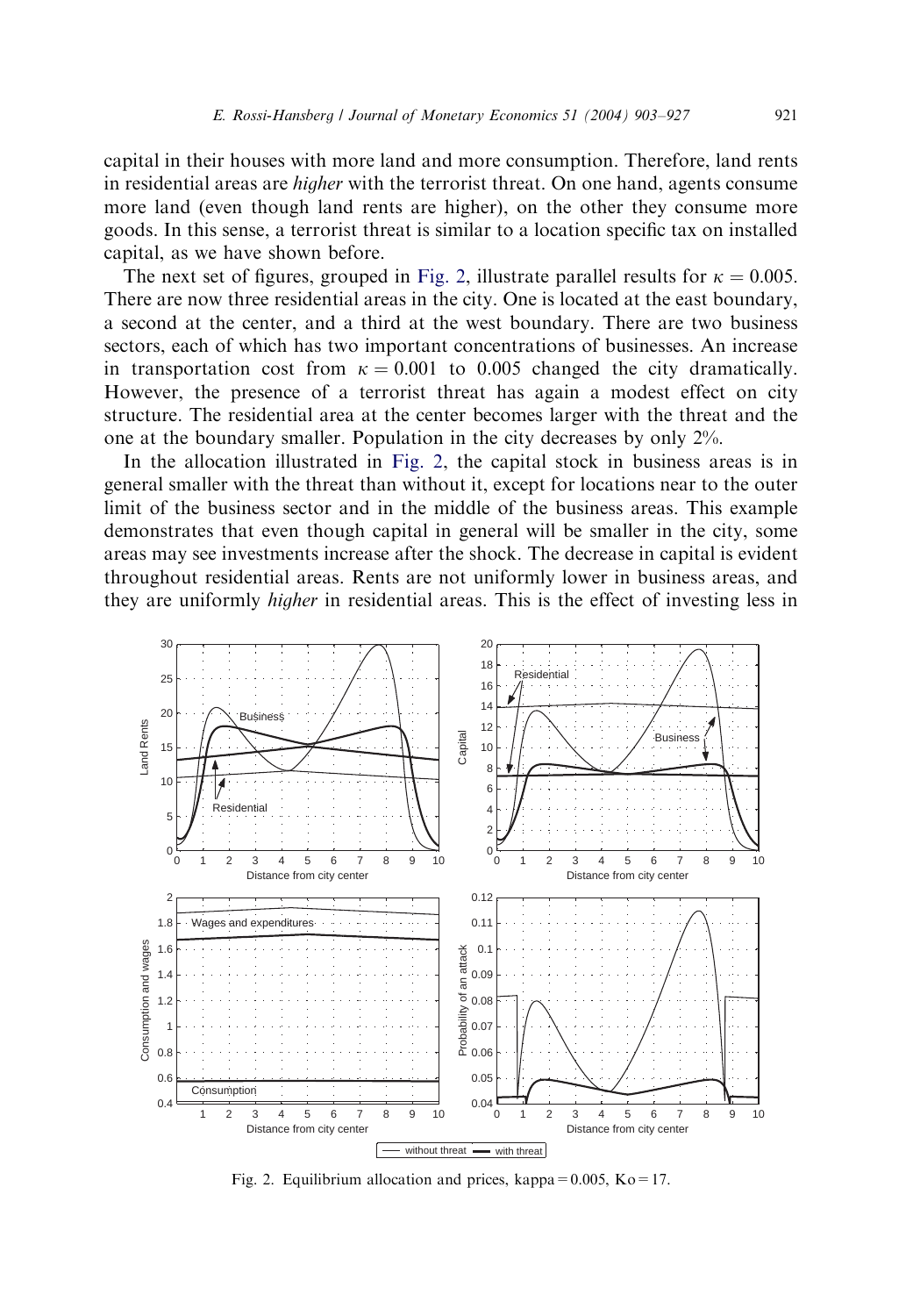capital in their houses with more land and more consumption. Therefore, land rents in residential areas are *higher* with the terrorist threat. On one hand, agents consume more land (even though land rents are higher), on the other they consume more goods. In this sense, a terrorist threat is similar to a location specific tax on installed capital, as we have shown before.

The next set of figures, grouped in Fig. 2, illustrate parallel results for $\kappa = 0.005$. There are now three residential areas in the city. One is located at the east boundary, a second at the center, and a third at the west boundary. There are two business sectors, each of which has two important concentrations of businesses. An increase in transportation cost from $\kappa = 0.001$ to $0.005$ changed the city dramatically. However, the presence of a terrorist threat has again a modest effect on city structure. The residential area at the center becomes larger with the threat and the one at the boundary smaller. Population in the city decreases by only 2%.

In the allocation illustrated in Fig. 2, the capital stock in business areas is in general smaller with the threat than without it, except for locations near to the outer limit of the business sector and in the middle of the business areas. This example demonstrates that even though capital in general will be smaller in the city, some areas may see investments increase after the shock. The decrease in capital is evident throughout residential areas. Rents are not uniformly lower in business areas, and they are uniformly *higher* in residential areas. This is the effect of investing less in

Fig. 2. Equilibrium allocation and prices, kappa = 0.005, Ko = 17.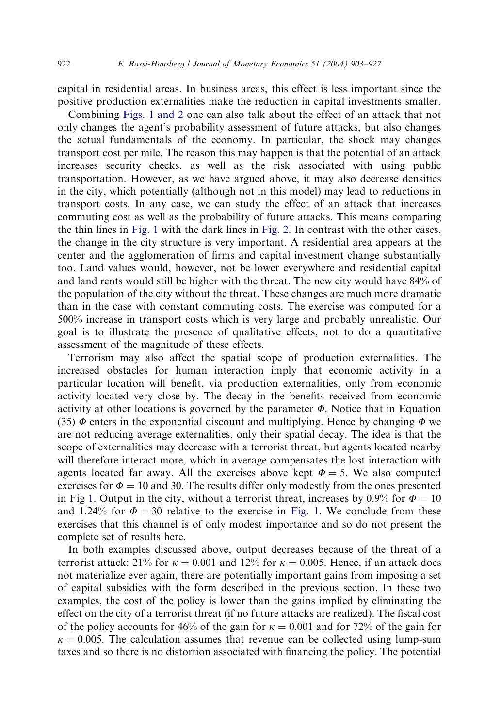capital in residential areas. In business areas, this effect is less important since the positive production externalities make the reduction in capital investments smaller.

Combining Figs. 1 and 2 one can also talk about the effect of an attack that not only changes the agent's probability assessment of future attacks, but also changes the actual fundamentals of the economy. In particular, the shock may changes transport cost per mile. The reason this may happen is that the potential of an attack increases security checks, as well as the risk associated with using public transportation. However, as we have argued above, it may also decrease densities in the city, which potentially (although not in this model) may lead to reductions in transport costs. In any case, we can study the effect of an attack that increases commuting cost as well as the probability of future attacks. This means comparing the thin lines in Fig. 1 with the dark lines in Fig. 2. In contrast with the other cases, the change in the city structure is very important. A residential area appears at the center and the agglomeration of firms and capital investment change substantially too. Land values would, however, not be lower everywhere and residential capital and land rents would still be higher with the threat. The new city would have 84% of the population of the city without the threat. These changes are much more dramatic than in the case with constant commuting costs. The exercise was computed for a 500% increase in transport costs which is very large and probably unrealistic. Our goal is to illustrate the presence of qualitative effects, not to do a quantitative assessment of the magnitude of these effects.

Terrorism may also affect the spatial scope of production externalities. The increased obstacles for human interaction imply that economic activity in a particular location will benefit, via production externalities, only from economic activity located very close by. The decay in the benefits received from economic activity at other locations is governed by the parameter $\Phi$. Notice that in Equation (35) $\Phi$ enters in the exponential discount and multiplying. Hence by changing $\Phi$ we are not reducing average externalities, only their spatial decay. The idea is that the scope of externalities may decrease with a terrorist threat, but agents located nearby will therefore interact more, which in average compensates the lost interaction with agents located far away. All the exercises above kept $\Phi = 5$. We also computed exercises for $\Phi = 10$ and 30. The results differ only modestly from the ones presented in Fig 1. Output in the city, without a terrorist threat, increases by 0.9% for $\Phi = 10$ and 1.24% for $\Phi = 30$ relative to the exercise in Fig. 1. We conclude from these exercises that this channel is of only modest importance and so do not present the complete set of results here.

In both examples discussed above, output decreases because of the threat of a terrorist attack: 21% for $\kappa = 0.001$ and 12% for $\kappa = 0.005$. Hence, if an attack does not materialize ever again, there are potentially important gains from imposing a set of capital subsidies with the form described in the previous section. In these two examples, the cost of the policy is lower than the gains implied by eliminating the effect on the city of a terrorist threat (if no future attacks are realized). The fiscal cost of the policy accounts for 46% of the gain for $\kappa = 0.001$ and for 72% of the gain for $\kappa = 0.005$. The calculation assumes that revenue can be collected using lump-sum taxes and so there is no distortion associated with financing the policy. The potential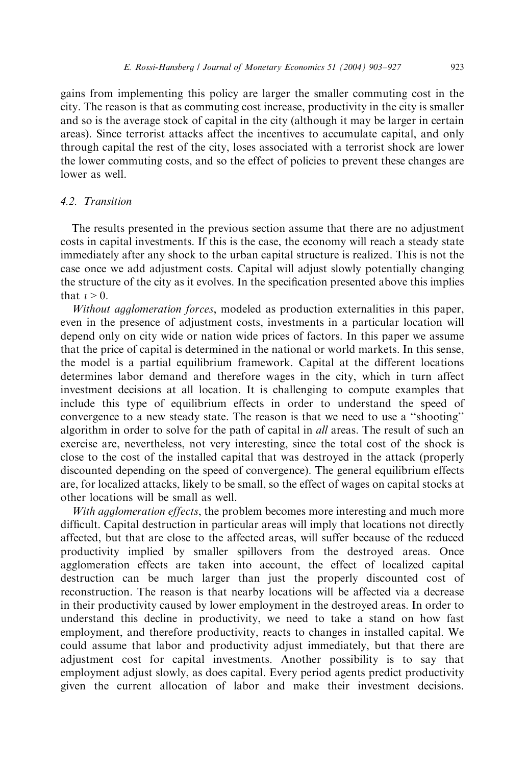gains from implementing this policy are larger the smaller commuting cost in the city. The reason is that as commuting cost increase, productivity in the city is smaller and so is the average stock of capital in the city (although it may be larger in certain areas). Since terrorist attacks affect the incentives to accumulate capital, and only through capital the rest of the city, loses associated with a terrorist shock are lower the lower commuting costs, and so the effect of policies to prevent these changes are lower as well.

### 4.2. Transition

The results presented in the previous section assume that there are no adjustment costs in capital investments. If this is the case, the economy will reach a steady state immediately after any shock to the urban capital structure is realized. This is not the case once we add adjustment costs. Capital will adjust slowly potentially changing the structure of the city as it evolves. In the specification presented above this implies that $\iota > 0$.

*Without agglomeration forces*, modeled as production externalities in this paper, even in the presence of adjustment costs, investments in a particular location will depend only on city wide or nation wide prices of factors. In this paper we assume that the price of capital is determined in the national or world markets. In this sense, the model is a partial equilibrium framework. Capital at the different locations determines labor demand and therefore wages in the city, which in turn affect investment decisions at all location. It is challenging to compute examples that include this type of equilibrium effects in order to understand the speed of convergence to a new steady state. The reason is that we need to use a "shooting" algorithm in order to solve for the path of capital in *all* areas. The result of such an exercise are, nevertheless, not very interesting, since the total cost of the shock is close to the cost of the installed capital that was destroyed in the attack (properly discounted depending on the speed of convergence). The general equilibrium effects are, for localized attacks, likely to be small, so the effect of wages on capital stocks at other locations will be small as well.

*With agglomeration effects*, the problem becomes more interesting and much more difficult. Capital destruction in particular areas will imply that locations not directly affected, but that are close to the affected areas, will suffer because of the reduced productivity implied by smaller spillovers from the destroyed areas. Once agglomeration effects are taken into account, the effect of localized capital destruction can be much larger than just the properly discounted cost of reconstruction. The reason is that nearby locations will be affected via a decrease in their productivity caused by lower employment in the destroyed areas. In order to understand this decline in productivity, we need to take a stand on how fast employment, and therefore productivity, reacts to changes in installed capital. We could assume that labor and productivity adjust immediately, but that there are adjustment cost for capital investments. Another possibility is to say that employment adjust slowly, as does capital. Every period agents predict productivity given the current allocation of labor and make their investment decisions.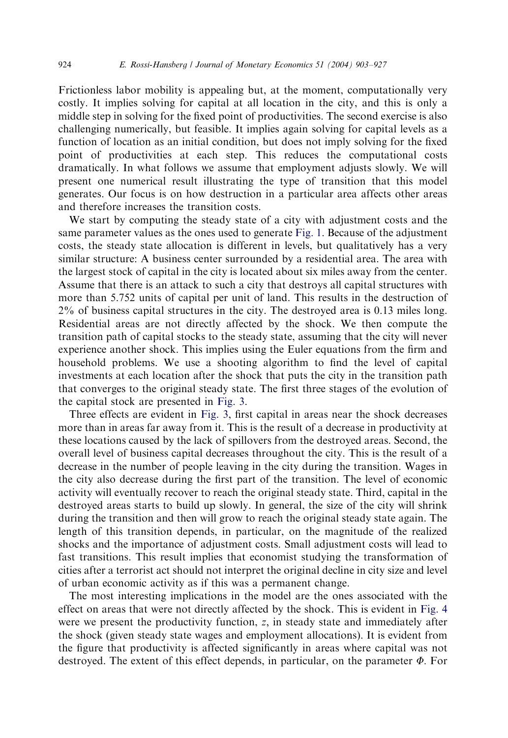Frictionless labor mobility is appealing but, at the moment, computationally very costly. It implies solving for capital at all location in the city, and this is only a middle step in solving for the fixed point of productivities. The second exercise is also challenging numerically, but feasible. It implies again solving for capital levels as a function of location as an initial condition, but does not imply solving for the fixed point of productivities at each step. This reduces the computational costs dramatically. In what follows we assume that employment adjusts slowly. We will present one numerical result illustrating the type of transition that this model generates. Our focus is on how destruction in a particular area affects other areas and therefore increases the transition costs.

We start by computing the steady state of a city with adjustment costs and the same parameter values as the ones used to generate Fig. 1. Because of the adjustment costs, the steady state allocation is different in levels, but qualitatively has a very similar structure: A business center surrounded by a residential area. The area with the largest stock of capital in the city is located about six miles away from the center. Assume that there is an attack to such a city that destroys all capital structures with more than 5.752 units of capital per unit of land. This results in the destruction of 2% of business capital structures in the city. The destroyed area is 0.13 miles long. Residential areas are not directly affected by the shock. We then compute the transition path of capital stocks to the steady state, assuming that the city will never experience another shock. This implies using the Euler equations from the firm and household problems. We use a shooting algorithm to find the level of capital investments at each location after the shock that puts the city in the transition path that converges to the original steady state. The first three stages of the evolution of the capital stock are presented in Fig. 3.

Three effects are evident in Fig. 3, first capital in areas near the shock decreases more than in areas far away from it. This is the result of a decrease in productivity at these locations caused by the lack of spillovers from the destroyed areas. Second, the overall level of business capital decreases throughout the city. This is the result of a decrease in the number of people leaving in the city during the transition. Wages in the city also decrease during the first part of the transition. The level of economic activity will eventually recover to reach the original steady state. Third, capital in the destroyed areas starts to build up slowly. In general, the size of the city will shrink during the transition and then will grow to reach the original steady state again. The length of this transition depends, in particular, on the magnitude of the realized shocks and the importance of adjustment costs. Small adjustment costs will lead to fast transitions. This result implies that economist studying the transformation of cities after a terrorist act should not interpret the original decline in city size and level of urban economic activity as if this was a permanent change.

The most interesting implications in the model are the ones associated with the effect on areas that were not directly affected by the shock. This is evident in Fig. 4 were we present the productivity function, $z$, in steady state and immediately after the shock (given steady state wages and employment allocations). It is evident from the figure that productivity is affected significantly in areas where capital was not destroyed. The extent of this effect depends, in particular, on the parameter $\Phi$. For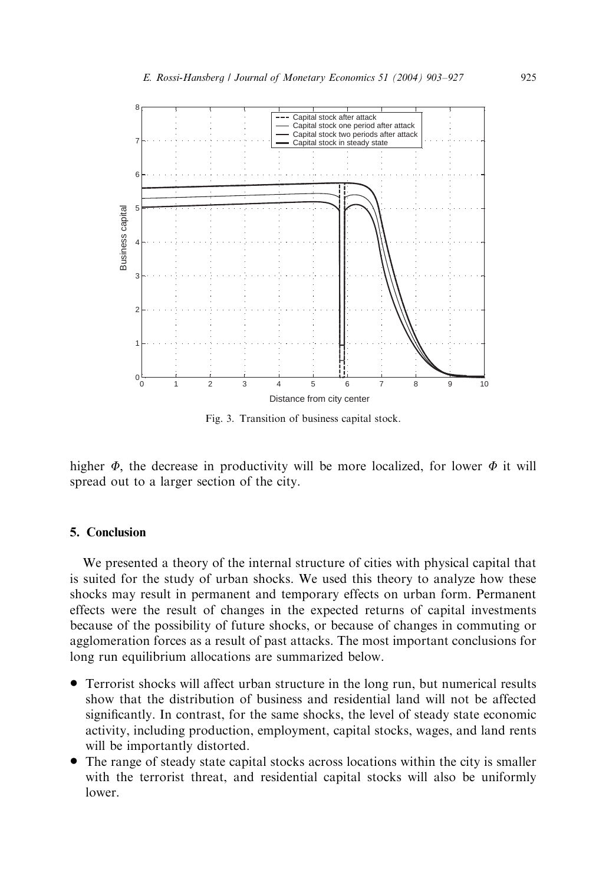Fig. 3. Transition of business capital stock.

higher $\Phi$, the decrease in productivity will be more localized, for lower $\Phi$ it will spread out to a larger section of the city.

## 5. Conclusion

We presented a theory of the internal structure of cities with physical capital that is suited for the study of urban shocks. We used this theory to analyze how these shocks may result in permanent and temporary effects on urban form. Permanent effects were the result of changes in the expected returns of capital investments because of the possibility of future shocks, or because of changes in commuting or agglomeration forces as a result of past attacks. The most important conclusions for long run equilibrium allocations are summarized below.

- Terrorist shocks will affect urban structure in the long run, but numerical results show that the distribution of business and residential land will not be affected significantly. In contrast, for the same shocks, the level of steady state economic activity, including production, employment, capital stocks, wages, and land rents will be importantly distorted.
- The range of steady state capital stocks across locations within the city is smaller with the terrorist threat, and residential capital stocks will also be uniformly lower.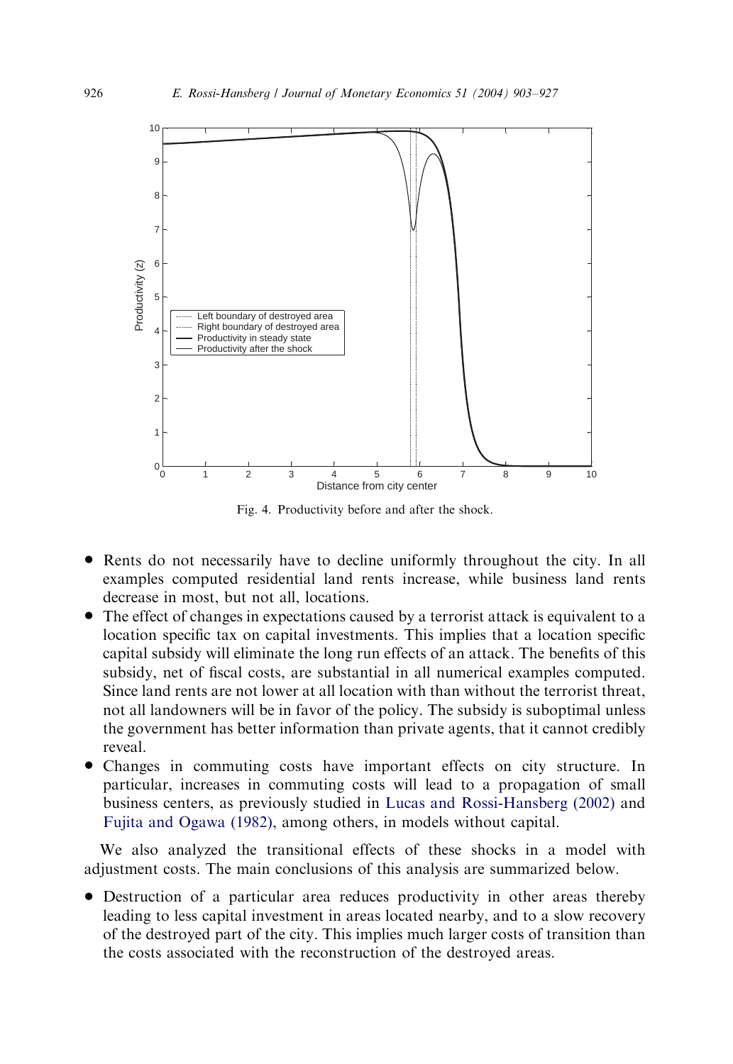Fig. 4. Productivity before and after the shock.

- Rents do not necessarily have to decline uniformly throughout the city. In all examples computed residential land rents increase, while business land rents decrease in most, but not all, locations.
- The effect of changes in expectations caused by a terrorist attack is equivalent to a location specific tax on capital investments. This implies that a location specific capital subsidy will eliminate the long run effects of an attack. The benefits of this subsidy, net of fiscal costs, are substantial in all numerical examples computed. Since land rents are not lower at all location with than without the terrorist threat, not all landowners will be in favor of the policy. The subsidy is suboptimal unless the government has better information than private agents, that it cannot credibly reveal.
- Changes in commuting costs have important effects on city structure. In particular, increases in commuting costs will lead to a propagation of small business centers, as previously studied in Lucas and Rossi-Hansberg (2002) and Fujita and Ogawa (1982), among others, in models without capital.

We also analyzed the transitional effects of these shocks in a model with adjustment costs. The main conclusions of this analysis are summarized below.

- Destruction of a particular area reduces productivity in other areas thereby leading to less capital investment in areas located nearby, and to a slow recovery of the destroyed part of the city. This implies much larger costs of transition than the costs associated with the reconstruction of the destroyed areas.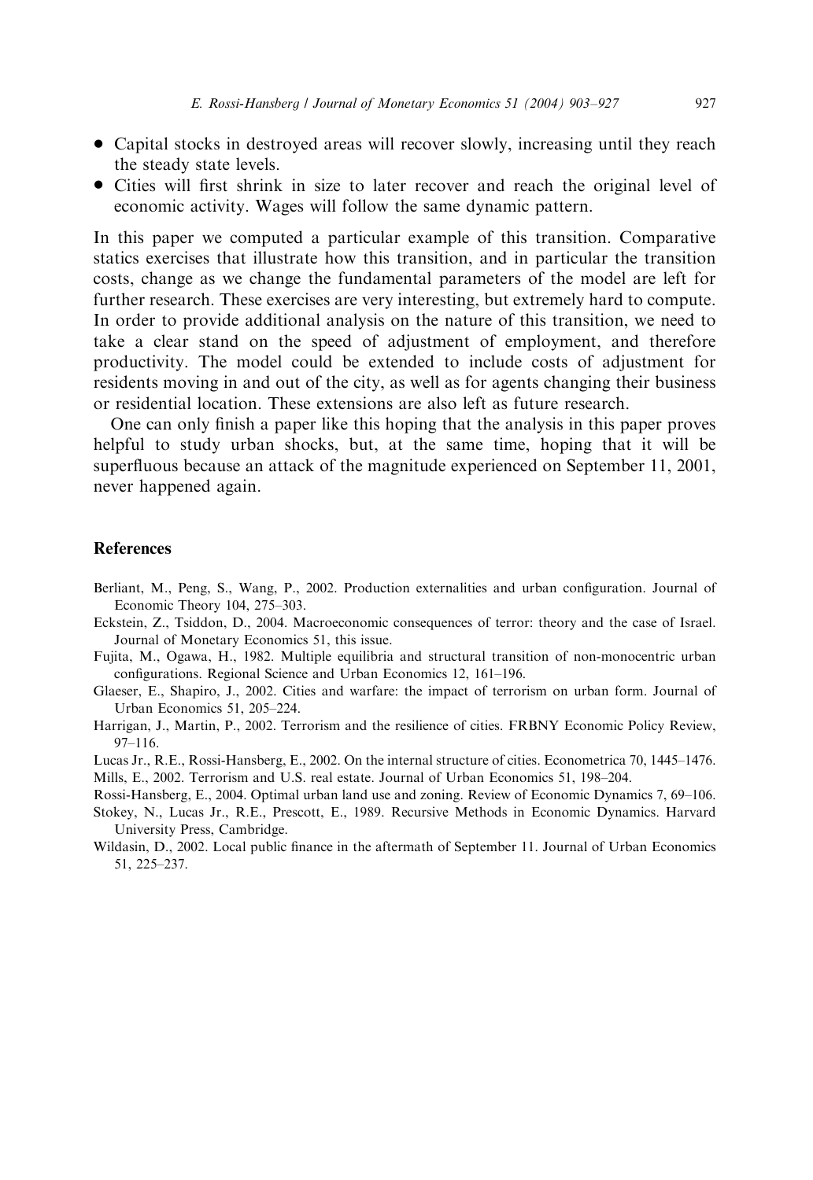- Capital stocks in destroyed areas will recover slowly, increasing until they reach the steady state levels.
- Cities will first shrink in size to later recover and reach the original level of economic activity. Wages will follow the same dynamic pattern.

In this paper we computed a particular example of this transition. Comparative statics exercises that illustrate how this transition, and in particular the transition costs, change as we change the fundamental parameters of the model are left for further research. These exercises are very interesting, but extremely hard to compute. In order to provide additional analysis on the nature of this transition, we need to take a clear stand on the speed of adjustment of employment, and therefore productivity. The model could be extended to include costs of adjustment for residents moving in and out of the city, as well as for agents changing their business or residential location. These extensions are also left as future research.

One can only finish a paper like this hoping that the analysis in this paper proves helpful to study urban shocks, but, at the same time, hoping that it will be superfluous because an attack of the magnitude experienced on September 11, 2001, never happened again.

## References

Berliant, M., Peng, S., Wang, P., 2002. Production externalities and urban configuration. Journal of Economic Theory 104, 275–303.

Eckstein, Z., Tsiddon, D., 2004. Macroeconomic consequences of terror: theory and the case of Israel. Journal of Monetary Economics 51, this issue.

Fujita, M., Ogawa, H., 1982. Multiple equilibria and structural transition of non-monocentric urban configurations. Regional Science and Urban Economics 12, 161–196.

Glaeser, E., Shapiro, J., 2002. Cities and warfare: the impact of terrorism on urban form. Journal of Urban Economics 51, 205–224.

Harrigan, J., Martin, P., 2002. Terrorism and the resilience of cities. FRBNY Economic Policy Review, 97–116.

Lucas Jr., R.E., Rossi-Hansberg, E., 2002. On the internal structure of cities. Econometrica 70, 1445–1476.

Mills, E., 2002. Terrorism and U.S. real estate. Journal of Urban Economics 51, 198–204.

Rossi-Hansberg, E., 2004. Optimal urban land use and zoning. Review of Economic Dynamics 7, 69–106.

Stokey, N., Lucas Jr., R.E., Prescott, E., 1989. Recursive Methods in Economic Dynamics. Harvard University Press, Cambridge.

Wildasin, D., 2002. Local public finance in the aftermath of September 11. Journal of Urban Economics 51, 225–237.